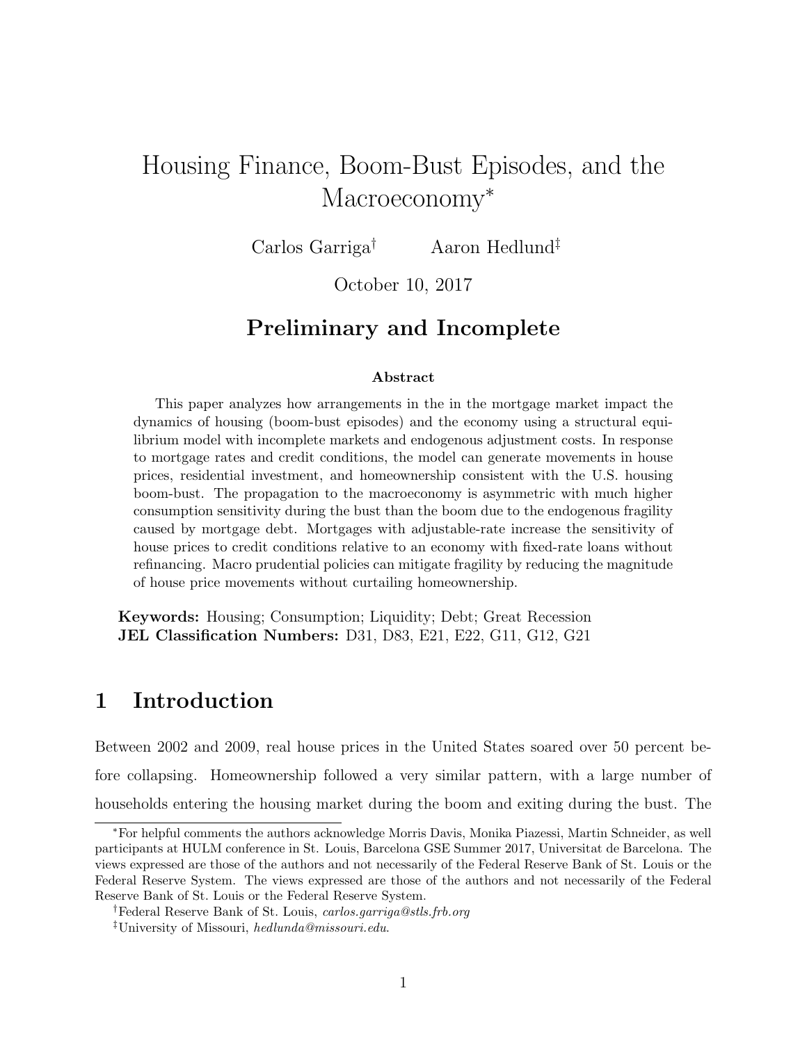# Housing Finance, Boom-Bust Episodes, and the Macroeconomy*

Carlos Garriga[†] Aaron Hedlund[‡]

October 10, 2017

## Preliminary and Incomplete

### Abstract

This paper analyzes how arrangements in the in the mortgage market impact the dynamics of housing (boom-bust episodes) and the economy using a structural equilibrium model with incomplete markets and endogenous adjustment costs. In response to mortgage rates and credit conditions, the model can generate movements in house prices, residential investment, and homeownership consistent with the U.S. housing boom-bust. The propagation to the macroeconomy is asymmetric with much higher consumption sensitivity during the bust than the boom due to the endogenous fragility caused by mortgage debt. Mortgages with adjustable-rate increase the sensitivity of house prices to credit conditions relative to an economy with fixed-rate loans without refinancing. Macro prudential policies can mitigate fragility by reducing the magnitude of house price movements without curtailing homeownership.

**Keywords:** Housing; Consumption; Liquidity; Debt; Great Recession
**JEL Classification Numbers:** D31, D83, E21, E22, G11, G12, G21

## 1 Introduction

Between 2002 and 2009, real house prices in the United States soared over 50 percent before collapsing. Homeownership followed a very similar pattern, with a large number of households entering the housing market during the boom and exiting during the bust. The

---

*For helpful comments the authors acknowledge Morris Davis, Monika Piazessi, Martin Schneider, as well participants at HULM conference in St. Louis, Barcelona GSE Summer 2017, Universitat de Barcelona. The views expressed are those of the authors and not necessarily of the Federal Reserve Bank of St. Louis or the Federal Reserve System. The views expressed are those of the authors and not necessarily of the Federal Reserve Bank of St. Louis or the Federal Reserve System.

[†]Federal Reserve Bank of St. Louis, *carlos.garriga@stls.frb.org*

[‡]University of Missouri, *hedlunda@missouri.edu*.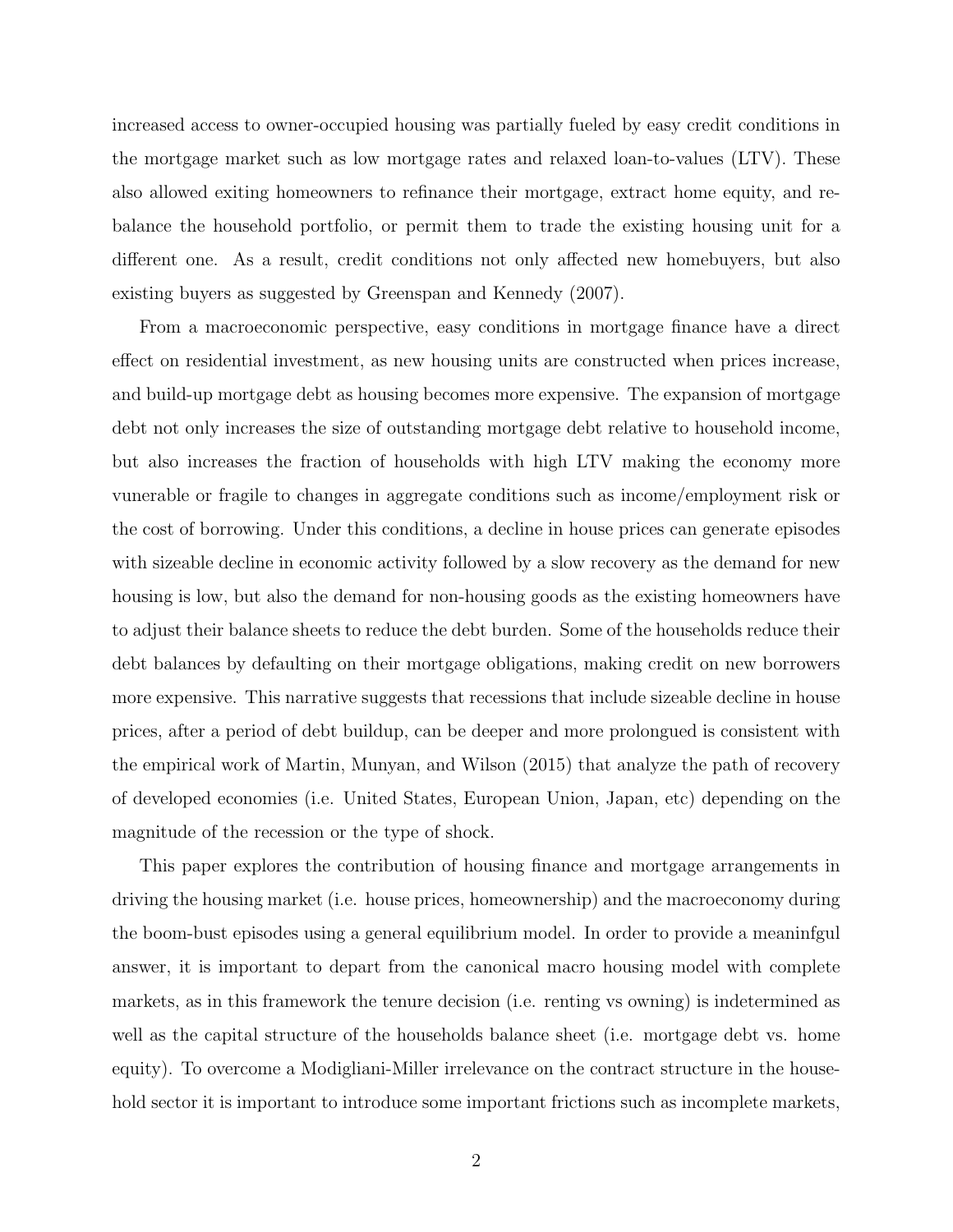increased access to owner-occupied housing was partially fueled by easy credit conditions in the mortgage market such as low mortgage rates and relaxed loan-to-values (LTV). These also allowed exiting homeowners to refinance their mortgage, extract home equity, and rebalance the household portfolio, or permit them to trade the existing housing unit for a different one. As a result, credit conditions not only affected new homebuyers, but also existing buyers as suggested by Greenspan and Kennedy (2007).

From a macroeconomic perspective, easy conditions in mortgage finance have a direct effect on residential investment, as new housing units are constructed when prices increase, and build-up mortgage debt as housing becomes more expensive. The expansion of mortgage debt not only increases the size of outstanding mortgage debt relative to household income, but also increases the fraction of households with high LTV making the economy more vunerable or fragile to changes in aggregate conditions such as income/employment risk or the cost of borrowing. Under this conditions, a decline in house prices can generate episodes with sizeable decline in economic activity followed by a slow recovery as the demand for new housing is low, but also the demand for non-housing goods as the existing homeowners have to adjust their balance sheets to reduce the debt burden. Some of the households reduce their debt balances by defaulting on their mortgage obligations, making credit on new borrowers more expensive. This narrative suggests that recessions that include sizeable decline in house prices, after a period of debt buildup, can be deeper and more prolongued is consistent with the empirical work of Martin, Munyan, and Wilson (2015) that analyze the path of recovery of developed economies (i.e. United States, European Union, Japan, etc) depending on the magnitude of the recession or the type of shock.

This paper explores the contribution of housing finance and mortgage arrangements in driving the housing market (i.e. house prices, homeownership) and the macroeconomy during the boom-bust episodes using a general equilibrium model. In order to provide a meaninfgul answer, it is important to depart from the canonical macro housing model with complete markets, as in this framework the tenure decision (i.e. renting vs owning) is indetermined as well as the capital structure of the households balance sheet (i.e. mortgage debt vs. home equity). To overcome a Modigliani-Miller irrelevance on the contract structure in the household sector it is important to introduce some important frictions such as incomplete markets,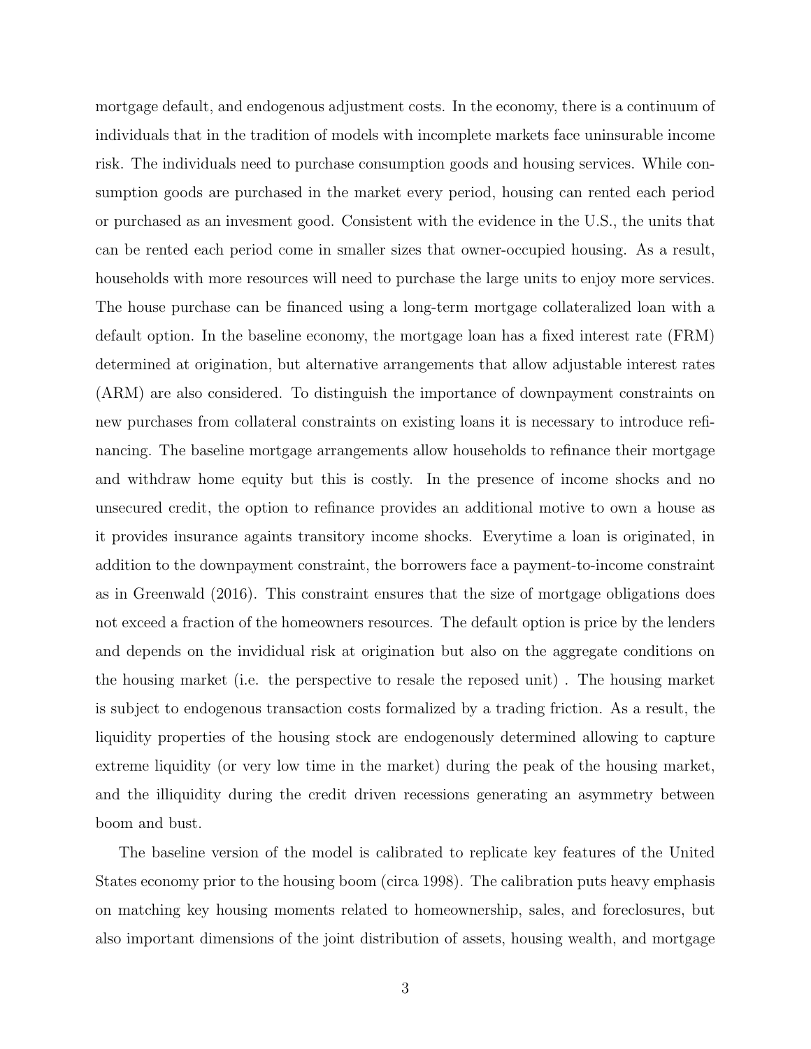mortgage default, and endogenous adjustment costs. In the economy, there is a continuum of individuals that in the tradition of models with incomplete markets face uninsurable income risk. The individuals need to purchase consumption goods and housing services. While consumption goods are purchased in the market every period, housing can rented each period or purchased as an invesment good. Consistent with the evidence in the U.S., the units that can be rented each period come in smaller sizes that owner-occupied housing. As a result, households with more resources will need to purchase the large units to enjoy more services. The house purchase can be financed using a long-term mortgage collateralized loan with a default option. In the baseline economy, the mortgage loan has a fixed interest rate (FRM) determined at origination, but alternative arrangements that allow adjustable interest rates (ARM) are also considered. To distinguish the importance of downpayment constraints on new purchases from collateral constraints on existing loans it is necessary to introduce refinancing. The baseline mortgage arrangements allow households to refinance their mortgage and withdraw home equity but this is costly. In the presence of income shocks and no unsecured credit, the option to refinance provides an additional motive to own a house as it provides insurance againts transitory income shocks. Everytime a loan is originated, in addition to the downpayment constraint, the borrowers face a payment-to-income constraint as in Greenwald (2016). This constraint ensures that the size of mortgage obligations does not exceed a fraction of the homeowners resources. The default option is price by the lenders and depends on the invididual risk at origination but also on the aggregate conditions on the housing market (i.e. the perspective to resale the reposed unit) . The housing market is subject to endogenous transaction costs formalized by a trading friction. As a result, the liquidity properties of the housing stock are endogenously determined allowing to capture extreme liquidity (or very low time in the market) during the peak of the housing market, and the illiquidity during the credit driven recessions generating an asymmetry between boom and bust.

The baseline version of the model is calibrated to replicate key features of the United States economy prior to the housing boom (circa 1998). The calibration puts heavy emphasis on matching key housing moments related to homeownership, sales, and foreclosures, but also important dimensions of the joint distribution of assets, housing wealth, and mortgage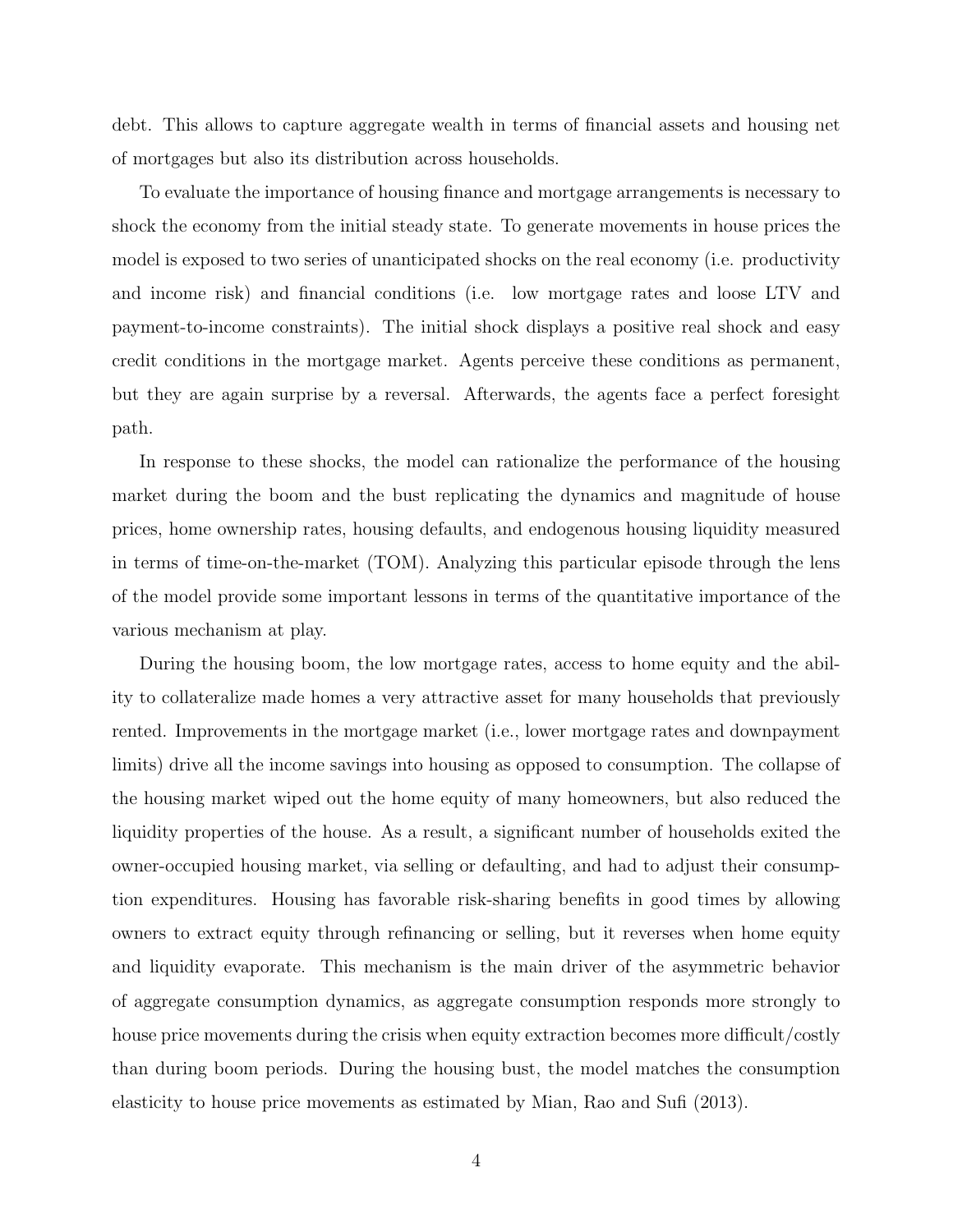debt. This allows to capture aggregate wealth in terms of financial assets and housing net of mortgages but also its distribution across households.

To evaluate the importance of housing finance and mortgage arrangements is necessary to shock the economy from the initial steady state. To generate movements in house prices the model is exposed to two series of unanticipated shocks on the real economy (i.e. productivity and income risk) and financial conditions (i.e. low mortgage rates and loose LTV and payment-to-income constraints). The initial shock displays a positive real shock and easy credit conditions in the mortgage market. Agents perceive these conditions as permanent, but they are again surprise by a reversal. Afterwards, the agents face a perfect foresight path.

In response to these shocks, the model can rationalize the performance of the housing market during the boom and the bust replicating the dynamics and magnitude of house prices, home ownership rates, housing defaults, and endogenous housing liquidity measured in terms of time-on-the-market (TOM). Analyzing this particular episode through the lens of the model provide some important lessons in terms of the quantitative importance of the various mechanism at play.

During the housing boom, the low mortgage rates, access to home equity and the ability to collateralize made homes a very attractive asset for many households that previously rented. Improvements in the mortgage market (i.e., lower mortgage rates and downpayment limits) drive all the income savings into housing as opposed to consumption. The collapse of the housing market wiped out the home equity of many homeowners, but also reduced the liquidity properties of the house. As a result, a significant number of households exited the owner-occupied housing market, via selling or defaulting, and had to adjust their consumption expenditures. Housing has favorable risk-sharing benefits in good times by allowing owners to extract equity through refinancing or selling, but it reverses when home equity and liquidity evaporate. This mechanism is the main driver of the asymmetric behavior of aggregate consumption dynamics, as aggregate consumption responds more strongly to house price movements during the crisis when equity extraction becomes more difficult/costly than during boom periods. During the housing bust, the model matches the consumption elasticity to house price movements as estimated by Mian, Rao and Sufi (2013).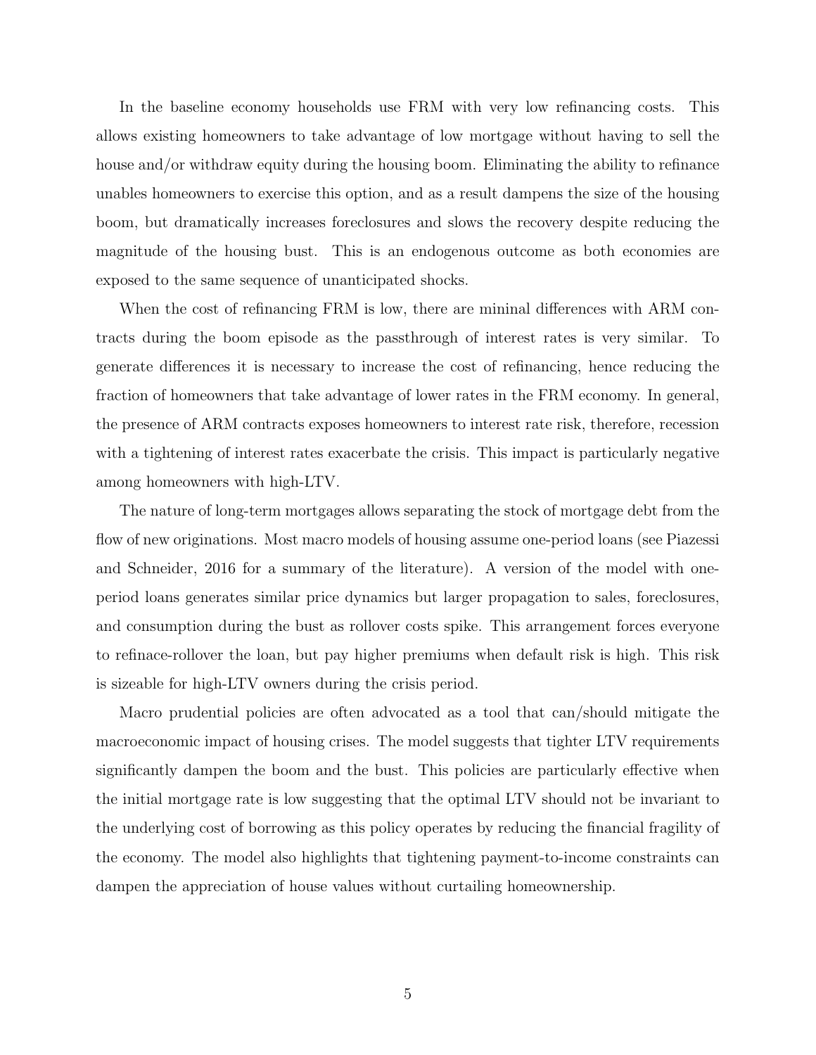In the baseline economy households use FRM with very low refinancing costs. This allows existing homeowners to take advantage of low mortgage without having to sell the house and/or withdraw equity during the housing boom. Eliminating the ability to refinance unables homeowners to exercise this option, and as a result dampens the size of the housing boom, but dramatically increases foreclosures and slows the recovery despite reducing the magnitude of the housing bust. This is an endogenous outcome as both economies are exposed to the same sequence of unanticipated shocks.

When the cost of refinancing FRM is low, there are mininal differences with ARM contracts during the boom episode as the passthrough of interest rates is very similar. To generate differences it is necessary to increase the cost of refinancing, hence reducing the fraction of homeowners that take advantage of lower rates in the FRM economy. In general, the presence of ARM contracts exposes homeowners to interest rate risk, therefore, recession with a tightening of interest rates exacerbate the crisis. This impact is particularly negative among homeowners with high-LTV.

The nature of long-term mortgages allows separating the stock of mortgage debt from the flow of new originations. Most macro models of housing assume one-period loans (see Piazessi and Schneider, 2016 for a summary of the literature). A version of the model with one-period loans generates similar price dynamics but larger propagation to sales, foreclosures, and consumption during the bust as rollover costs spike. This arrangement forces everyone to refinace-rollover the loan, but pay higher premiums when default risk is high. This risk is sizeable for high-LTV owners during the crisis period.

Macro prudential policies are often advocated as a tool that can/should mitigate the macroeconomic impact of housing crises. The model suggests that tighter LTV requirements significantly dampen the boom and the bust. This policies are particularly effective when the initial mortgage rate is low suggesting that the optimal LTV should not be invariant to the underlying cost of borrowing as this policy operates by reducing the financial fragility of the economy. The model also highlights that tightening payment-to-income constraints can dampen the appreciation of house values without curtailing homeownership.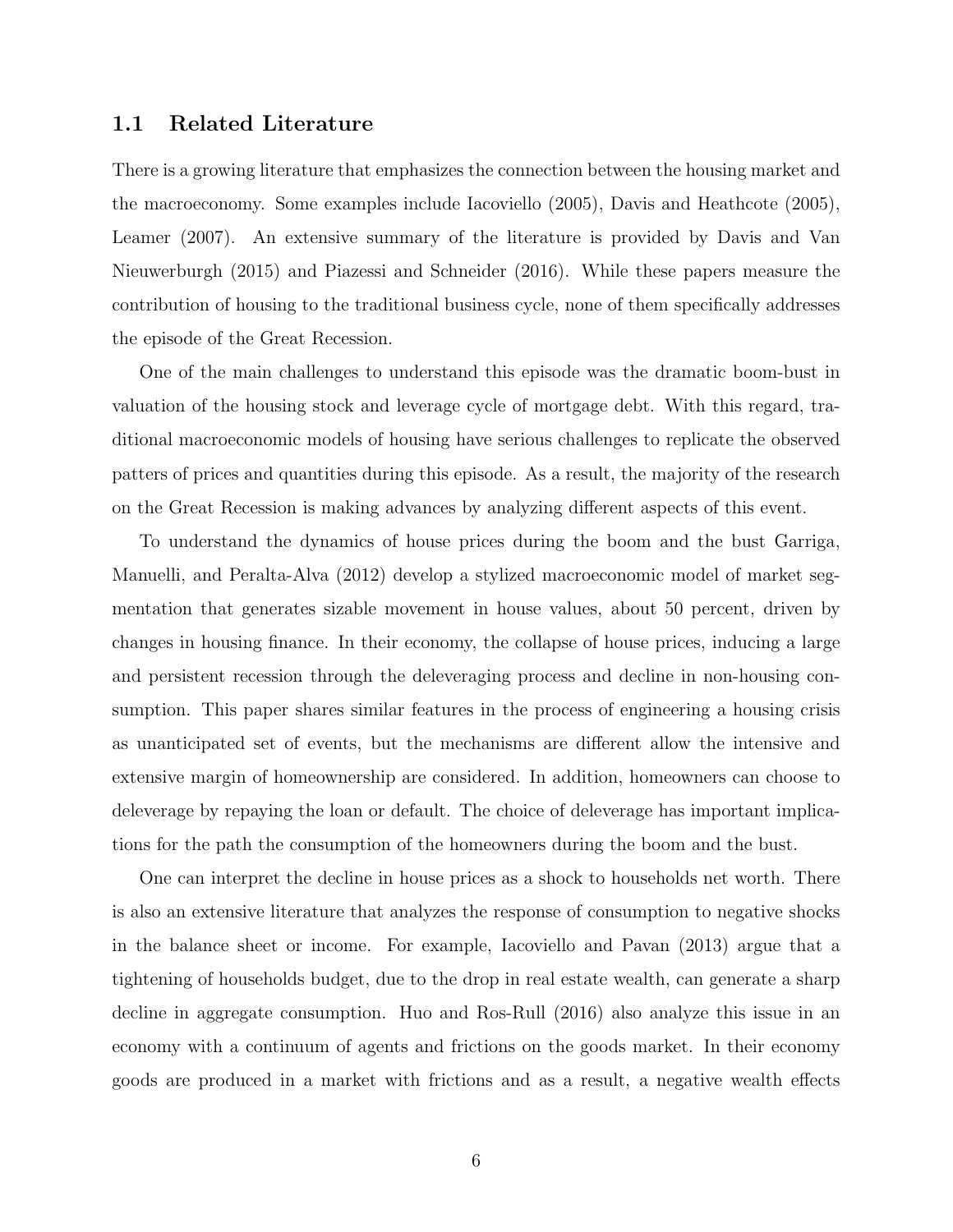## 1.1 Related Literature

There is a growing literature that emphasizes the connection between the housing market and the macroeconomy. Some examples include Iacoviello (2005), Davis and Heathcote (2005), Leamer (2007). An extensive summary of the literature is provided by Davis and Van Nieuwerburgh (2015) and Piazessi and Schneider (2016). While these papers measure the contribution of housing to the traditional business cycle, none of them specifically addresses the episode of the Great Recession.

One of the main challenges to understand this episode was the dramatic boom-bust in valuation of the housing stock and leverage cycle of mortgage debt. With this regard, traditional macroeconomic models of housing have serious challenges to replicate the observed patters of prices and quantities during this episode. As a result, the majority of the research on the Great Recession is making advances by analyzing different aspects of this event.

To understand the dynamics of house prices during the boom and the bust Garriga, Manuelli, and Peralta-Alva (2012) develop a stylized macroeconomic model of market segmentation that generates sizable movement in house values, about 50 percent, driven by changes in housing finance. In their economy, the collapse of house prices, inducing a large and persistent recession through the deleveraging process and decline in non-housing consumption. This paper shares similar features in the process of engineering a housing crisis as unanticipated set of events, but the mechanisms are different allow the intensive and extensive margin of homeownership are considered. In addition, homeowners can choose to deleverage by repaying the loan or default. The choice of deleverage has important implications for the path the consumption of the homeowners during the boom and the bust.

One can interpret the decline in house prices as a shock to households net worth. There is also an extensive literature that analyzes the response of consumption to negative shocks in the balance sheet or income. For example, Iacoviello and Pavan (2013) argue that a tightening of households budget, due to the drop in real estate wealth, can generate a sharp decline in aggregate consumption. Huo and Ros-Rull (2016) also analyze this issue in an economy with a continuum of agents and frictions on the goods market. In their economy goods are produced in a market with frictions and as a result, a negative wealth effects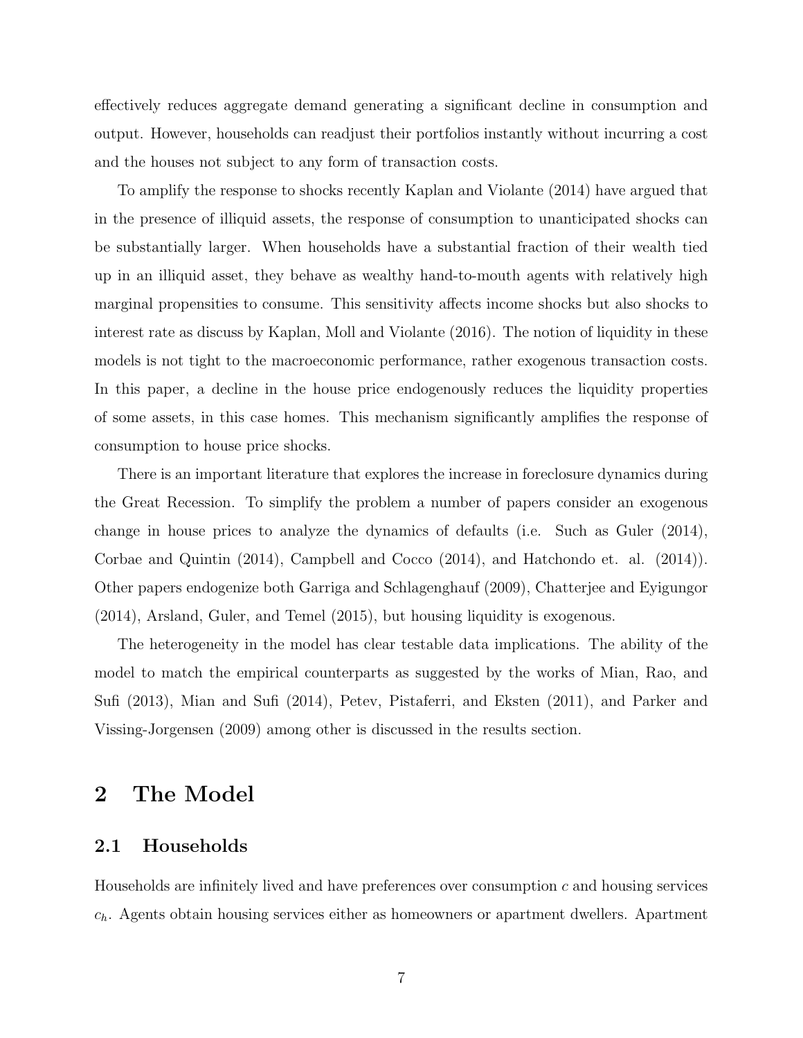effectively reduces aggregate demand generating a significant decline in consumption and output. However, households can readjust their portfolios instantly without incurring a cost and the houses not subject to any form of transaction costs.

To amplify the response to shocks recently Kaplan and Violante (2014) have argued that in the presence of illiquid assets, the response of consumption to unanticipated shocks can be substantially larger. When households have a substantial fraction of their wealth tied up in an illiquid asset, they behave as wealthy hand-to-mouth agents with relatively high marginal propensities to consume. This sensitivity affects income shocks but also shocks to interest rate as discuss by Kaplan, Moll and Violante (2016). The notion of liquidity in these models is not tight to the macroeconomic performance, rather exogenous transaction costs. In this paper, a decline in the house price endogenously reduces the liquidity properties of some assets, in this case homes. This mechanism significantly amplifies the response of consumption to house price shocks.

There is an important literature that explores the increase in foreclosure dynamics during the Great Recession. To simplify the problem a number of papers consider an exogenous change in house prices to analyze the dynamics of defaults (i.e. Such as Guler (2014), Corbae and Quintin (2014), Campbell and Cocco (2014), and Hatchondo et. al. (2014)). Other papers endogenize both Garriga and Schlagenghauf (2009), Chatterjee and Eyigungor (2014), Arsland, Guler, and Temel (2015), but housing liquidity is exogenous.

The heterogeneity in the model has clear testable data implications. The ability of the model to match the empirical counterparts as suggested by the works of Mian, Rao, and Sufi (2013), Mian and Sufi (2014), Petev, Pistaferri, and Eksten (2011), and Parker and Vissing-Jorgensen (2009) among other is discussed in the results section.

# 2 The Model

## 2.1 Households

Households are infinitely lived and have preferences over consumption $c$ and housing services $c_h$. Agents obtain housing services either as homeowners or apartment dwellers. Apartment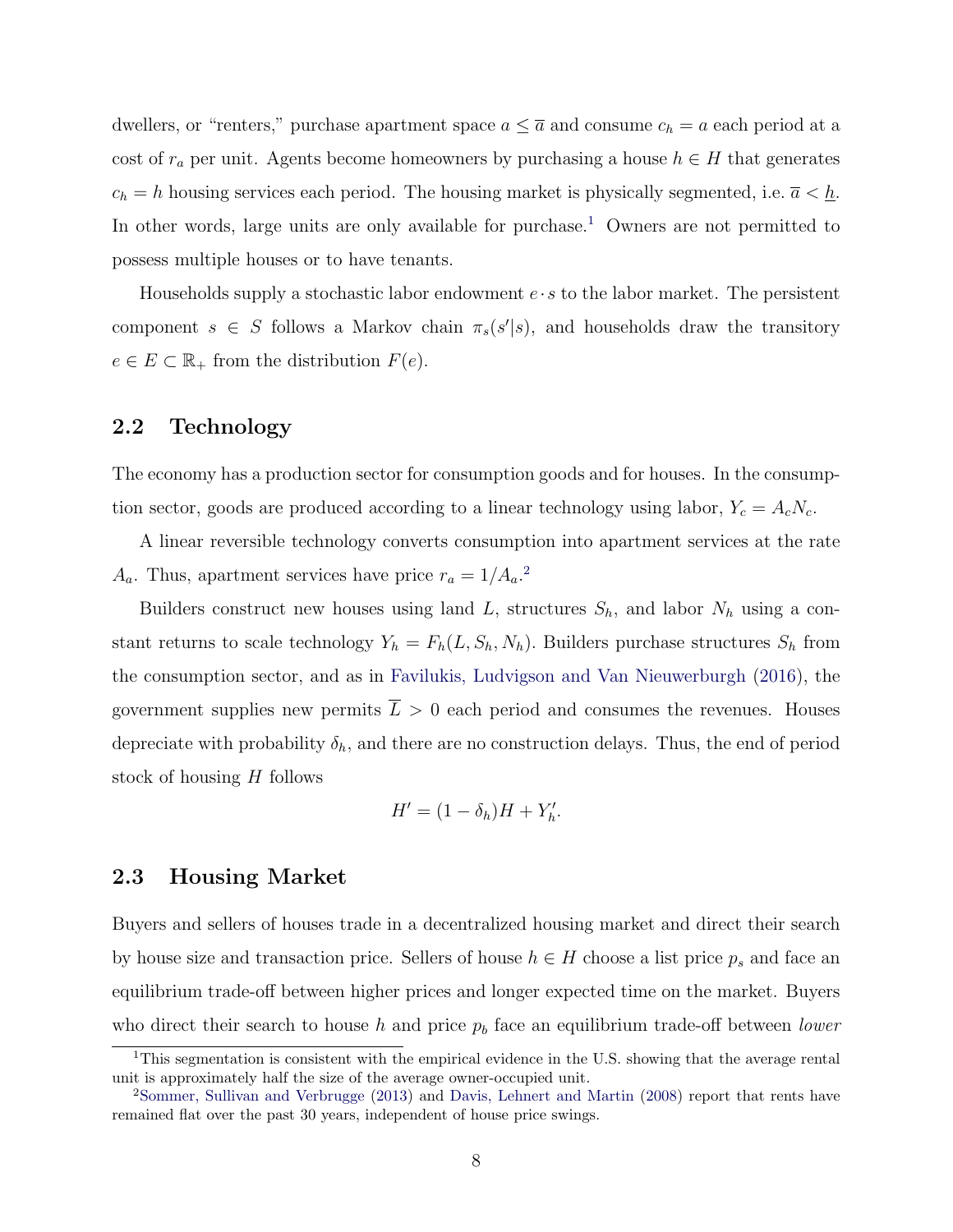dwellers, or "renters," purchase apartment space $a \leq \overline{a}$ and consume $c_h = a$ each period at a cost of $r_a$ per unit. Agents become homeowners by purchasing a house $h \in H$ that generates $c_h = h$ housing services each period. The housing market is physically segmented, i.e. $\overline{a} < \underline{h}$. In other words, large units are only available for purchase.[1] Owners are not permitted to possess multiple houses or to have tenants.

Households supply a stochastic labor endowment $e \cdot s$ to the labor market. The persistent component $s \in S$ follows a Markov chain $\pi_s(s'|s)$, and households draw the transitory $e \in E \subset \mathbb{R}_+$ from the distribution $F(e)$.

## 2.2 Technology

The economy has a production sector for consumption goods and for houses. In the consumption sector, goods are produced according to a linear technology using labor, $Y_c = A_c N_c$.

A linear reversible technology converts consumption into apartment services at the rate $A_a$. Thus, apartment services have price $r_a = 1/A_a$.[2]

Builders construct new houses using land $L$, structures $S_h$, and labor $N_h$ using a constant returns to scale technology $Y_h = F_h(L, S_h, N_h)$. Builders purchase structures $S_h$ from the consumption sector, and as in Favilukis, Ludvigson and Van Nieuwerburgh (2016), the government supplies new permits $\overline{L} > 0$ each period and consumes the revenues. Houses depreciate with probability $\delta_h$, and there are no construction delays. Thus, the end of period stock of housing $H$ follows

$$H' = (1 - \delta_h)H + Y_h'.$$

## 2.3 Housing Market

Buyers and sellers of houses trade in a decentralized housing market and direct their search by house size and transaction price. Sellers of house $h \in H$ choose a list price $p_s$ and face an equilibrium trade-off between higher prices and longer expected time on the market. Buyers who direct their search to house $h$ and price $p_b$ face an equilibrium trade-off between *lower*

[1] This segmentation is consistent with the empirical evidence in the U.S. showing that the average rental unit is approximately half the size of the average owner-occupied unit.

[2] Sommer, Sullivan and Verbrugge (2013) and Davis, Lehnert and Martin (2008) report that rents have remained flat over the past 30 years, independent of house price swings.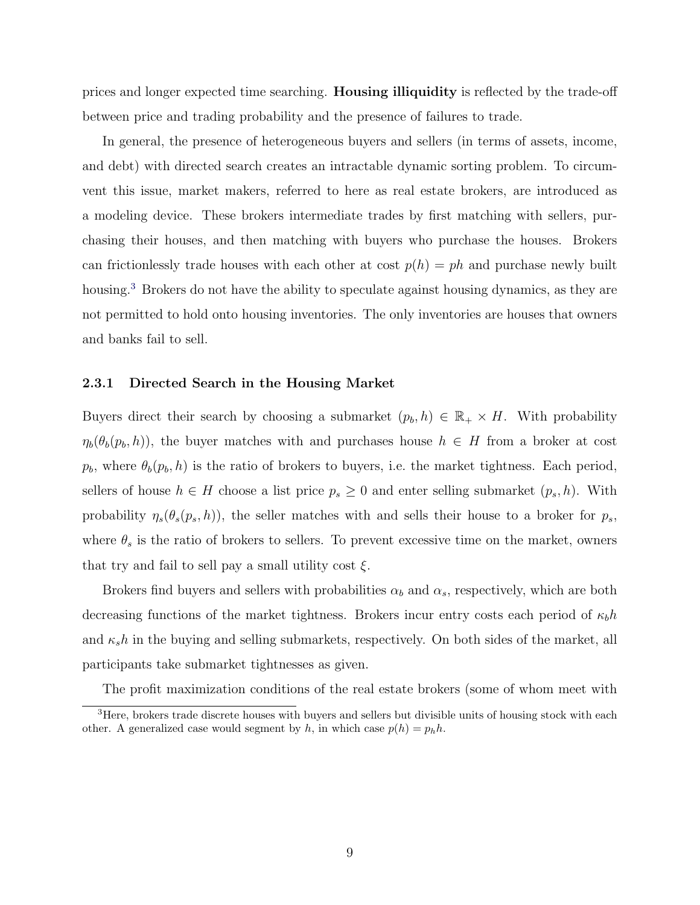prices and longer expected time searching. **Housing illiquidity** is reflected by the trade-off between price and trading probability and the presence of failures to trade.

In general, the presence of heterogeneous buyers and sellers (in terms of assets, income, and debt) with directed search creates an intractable dynamic sorting problem. To circumvent this issue, market makers, referred to here as real estate brokers, are introduced as a modeling device. These brokers intermediate trades by first matching with sellers, purchasing their houses, and then matching with buyers who purchase the houses. Brokers can frictionlessly trade houses with each other at cost $p(h) = ph$ and purchase newly built housing.[3] Brokers do not have the ability to speculate against housing dynamics, as they are not permitted to hold onto housing inventories. The only inventories are houses that owners and banks fail to sell.

### 2.3.1 Directed Search in the Housing Market

Buyers direct their search by choosing a submarket $(p_b, h) \in \mathbb{R}_+ \times H$. With probability $\eta_b(\theta_b(p_b, h))$, the buyer matches with and purchases house $h \in H$ from a broker at cost $p_b$, where $\theta_b(p_b, h)$ is the ratio of brokers to buyers, i.e. the market tightness. Each period, sellers of house $h \in H$ choose a list price $p_s \geq 0$ and enter selling submarket $(p_s, h)$. With probability $\eta_s(\theta_s(p_s, h))$, the seller matches with and sells their house to a broker for $p_s$, where $\theta_s$ is the ratio of brokers to sellers. To prevent excessive time on the market, owners that try and fail to sell pay a small utility cost $\xi$.

Brokers find buyers and sellers with probabilities $\alpha_b$ and $\alpha_s$, respectively, which are both decreasing functions of the market tightness. Brokers incur entry costs each period of $\kappa_b h$ and $\kappa_s h$ in the buying and selling submarkets, respectively. On both sides of the market, all participants take submarket tightnesses as given.

The profit maximization conditions of the real estate brokers (some of whom meet with

[3] Here, brokers trade discrete houses with buyers and sellers but divisible units of housing stock with each other. A generalized case would segment by $h$, in which case $p(h) = p_h h$.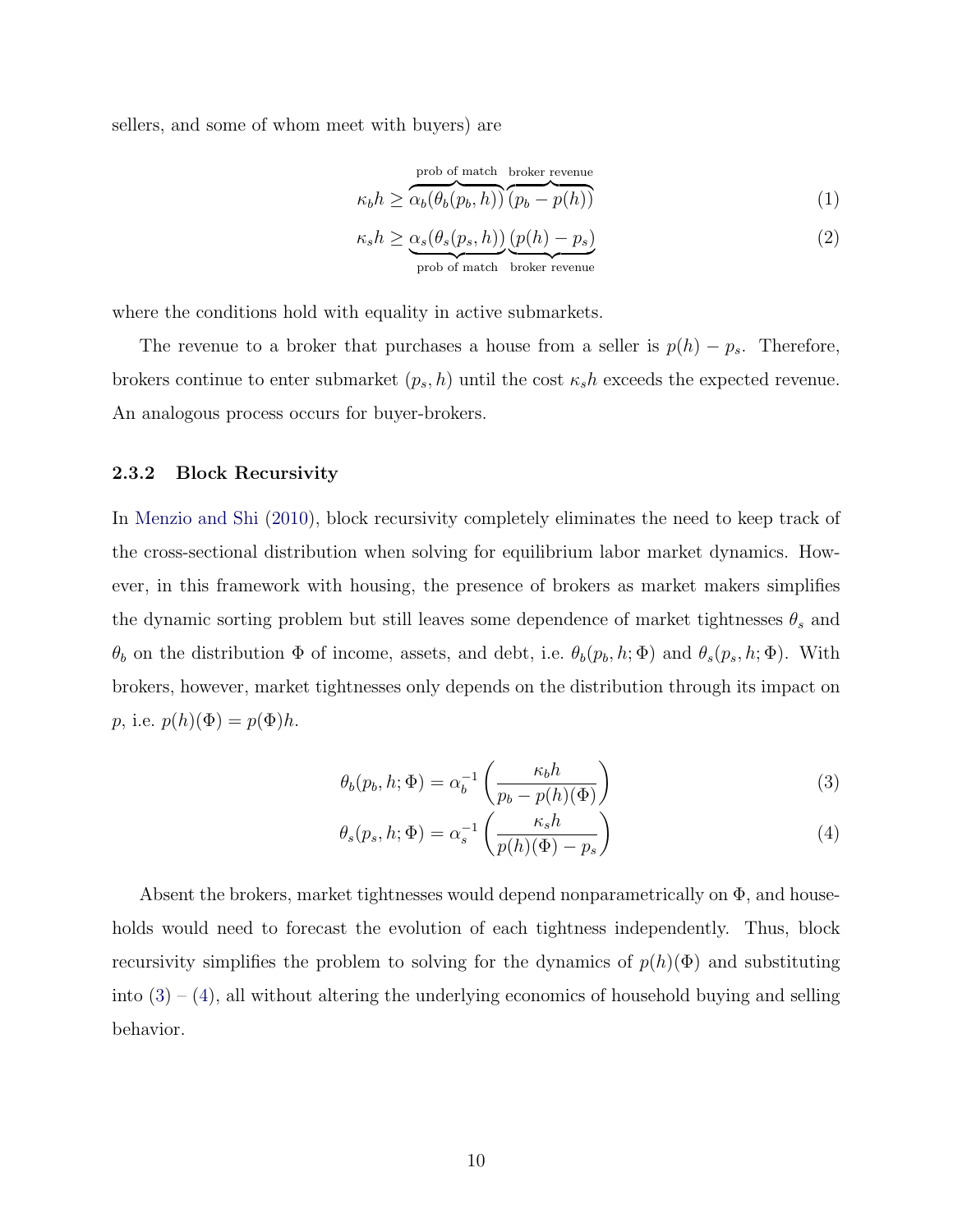sellers, and some of whom meet with buyers) are

$$\kappa_b h \geq \overbrace{\alpha_b(\theta_b(p_b, h))}^{\text{prob of match}} \overbrace{(p_b - p(h))}^{\text{broker revenue}} \tag{1}$$

$$\kappa_s h \geq \underbrace{\alpha_s(\theta_s(p_s, h))}_{\text{prob of match}} \underbrace{(p(h) - p_s)}_{\text{broker revenue}} \tag{2}$$

where the conditions hold with equality in active submarkets.

The revenue to a broker that purchases a house from a seller is $p(h) - p_s$. Therefore, brokers continue to enter submarket $(p_s, h)$ until the cost $\kappa_s h$ exceeds the expected revenue. An analogous process occurs for buyer-brokers.

### 2.3.2 Block Recursivity

In Menzio and Shi (2010), block recursivity completely eliminates the need to keep track of the cross-sectional distribution when solving for equilibrium labor market dynamics. However, in this framework with housing, the presence of brokers as market makers simplifies the dynamic sorting problem but still leaves some dependence of market tightnesses $\theta_s$ and $\theta_b$ on the distribution $\Phi$ of income, assets, and debt, i.e. $\theta_b(p_b, h; \Phi)$ and $\theta_s(p_s, h; \Phi)$. With brokers, however, market tightnesses only depends on the distribution through its impact on $p$, i.e. $p(h)(\Phi) = p(\Phi)h$.

$$\theta_b(p_b, h; \Phi) = \alpha_b^{-1}\left(\frac{\kappa_b h}{p_b - p(h)(\Phi)}\right) \tag{3}$$

$$\theta_s(p_s, h; \Phi) = \alpha_s^{-1}\left(\frac{\kappa_s h}{p(h)(\Phi) - p_s}\right) \tag{4}$$

Absent the brokers, market tightnesses would depend nonparametrically on $\Phi$, and households would need to forecast the evolution of each tightness independently. Thus, block recursivity simplifies the problem to solving for the dynamics of $p(h)(\Phi)$ and substituting into (3) – (4), all without altering the underlying economics of household buying and selling behavior.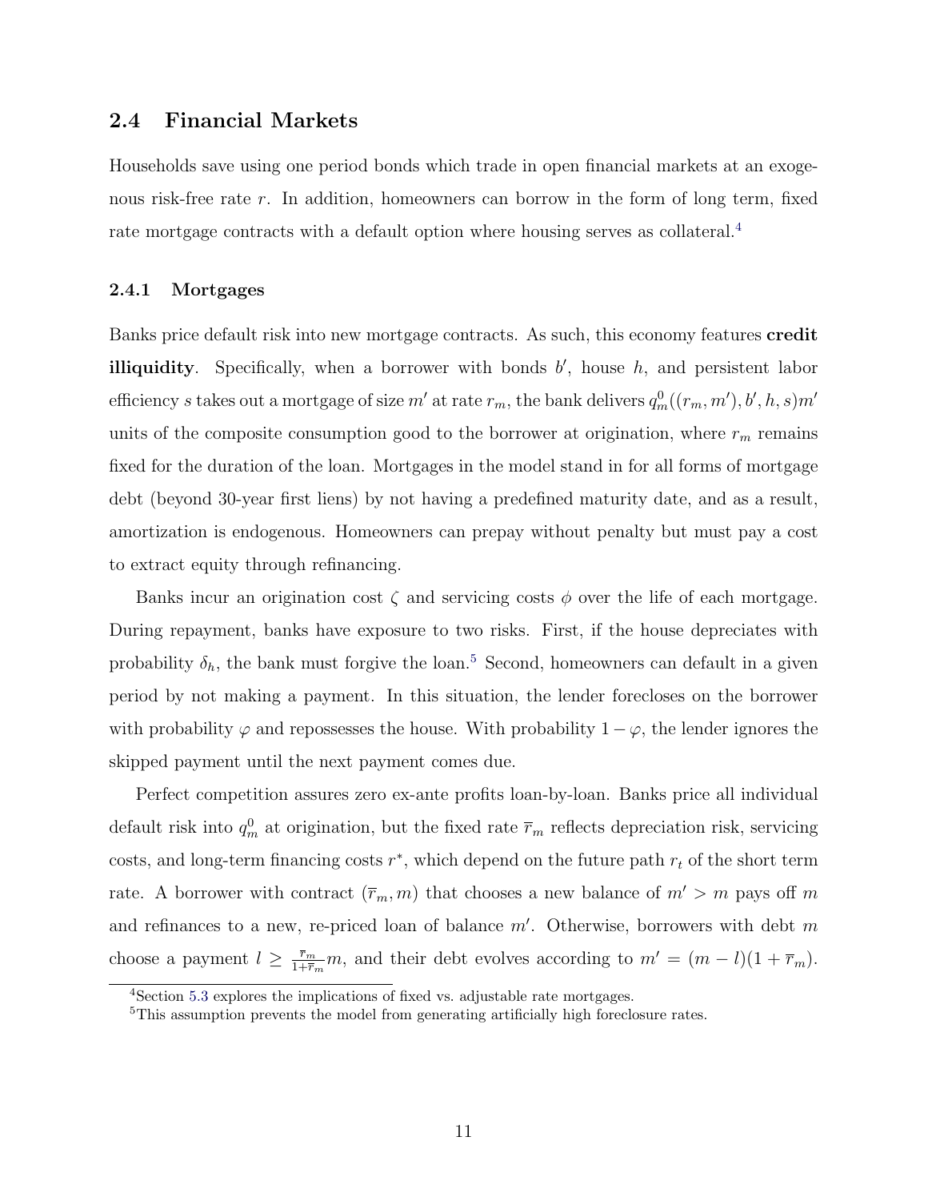## 2.4 Financial Markets

Households save using one period bonds which trade in open financial markets at an exogenous risk-free rate $r$. In addition, homeowners can borrow in the form of long term, fixed rate mortgage contracts with a default option where housing serves as collateral.[4]

### 2.4.1 Mortgages

Banks price default risk into new mortgage contracts. As such, this economy features **credit illiquidity**. Specifically, when a borrower with bonds $b'$, house $h$, and persistent labor efficiency $s$ takes out a mortgage of size $m'$ at rate $r_m$, the bank delivers $q_m^0((r_m, m'), b', h, s)m'$ units of the composite consumption good to the borrower at origination, where $r_m$ remains fixed for the duration of the loan. Mortgages in the model stand in for all forms of mortgage debt (beyond 30-year first liens) by not having a predefined maturity date, and as a result, amortization is endogenous. Homeowners can prepay without penalty but must pay a cost to extract equity through refinancing.

Banks incur an origination cost $\zeta$ and servicing costs $\phi$ over the life of each mortgage. During repayment, banks have exposure to two risks. First, if the house depreciates with probability $\delta_h$, the bank must forgive the loan.[5] Second, homeowners can default in a given period by not making a payment. In this situation, the lender forecloses on the borrower with probability $\varphi$ and repossesses the house. With probability $1 - \varphi$, the lender ignores the skipped payment until the next payment comes due.

Perfect competition assures zero ex-ante profits loan-by-loan. Banks price all individual default risk into $q_m^0$ at origination, but the fixed rate $\overline{r}_m$ reflects depreciation risk, servicing costs, and long-term financing costs $r^*$, which depend on the future path $r_t$ of the short term rate. A borrower with contract $(\overline{r}_m, m)$ that chooses a new balance of $m' > m$ pays off $m$ and refinances to a new, re-priced loan of balance $m'$. Otherwise, borrowers with debt $m$ choose a payment $l \geq \frac{\overline{r}_m}{1+\overline{r}_m}m$, and their debt evolves according to $m' = (m - l)(1 + \overline{r}_m)$.

[4] Section 5.3 explores the implications of fixed vs. adjustable rate mortgages.

[5] This assumption prevents the model from generating artificially high foreclosure rates.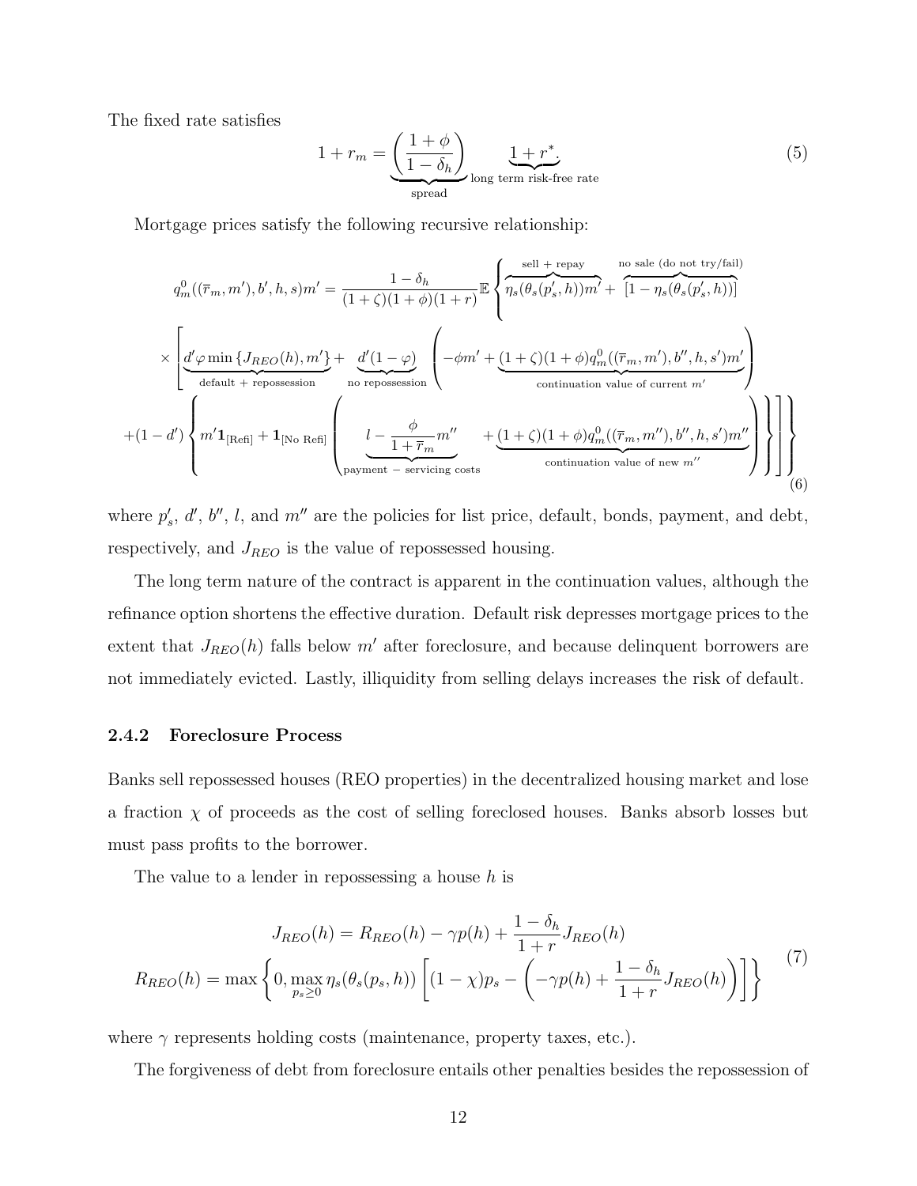The fixed rate satisfies

$$1 + r_m = \underbrace{\left(\frac{1+\phi}{1-\delta_h}\right)}_{\text{spread}} \underbrace{1 + r^*}_{\text{long term risk-free rate}}. \tag{5}$$

Mortgage prices satisfy the following recursive relationship:

$$\begin{aligned}
q_m^0((\overline{r}_m, m'), b', h, s)m' = \frac{1-\delta_h}{(1+\zeta)(1+\phi)(1+r)} \mathbb{E} \Bigg\{ & \overbrace{\eta_s(\theta_s(p_s', h))m'}^{\text{sell + repay}} + \overbrace{[1 - \eta_s(\theta_s(p_s', h))]}^{\text{no sale (do not try/fail)}} \\
\times \Bigg[ & \underbrace{d'\varphi \min\{J_{REO}(h), m'\}}_{\text{default + repossession}} + \underbrace{d'(1-\varphi)}_{\text{no repossession}} \left( -\phi m' + \underbrace{(1+\zeta)(1+\phi) q_m^0((\overline{r}_m, m'), b'', h, s')m'}_{\text{continuation value of current } m'} \right) \\
+ (1-d') \Bigg\{ & m' \mathbf{1}_{[\text{Refi}]} + \mathbf{1}_{[\text{No Refi}]} \left( \underbrace{l - \frac{\phi}{1+\overline{r}_m} m''}_{\text{payment } - \text{ servicing costs}} + \underbrace{(1+\zeta)(1+\phi) q_m^0((\overline{r}_m, m''), b'', h, s')m''}_{\text{continuation value of new } m''} \right) \Bigg\} \Bigg] \Bigg\}
\end{aligned} \tag{6}$$

where $p_s'$, $d'$, $b''$, $l$, and $m''$ are the policies for list price, default, bonds, payment, and debt, respectively, and $J_{REO}$ is the value of repossessed housing.

The long term nature of the contract is apparent in the continuation values, although the refinance option shortens the effective duration. Default risk depresses mortgage prices to the extent that $J_{REO}(h)$ falls below $m'$ after foreclosure, and because delinquent borrowers are not immediately evicted. Lastly, illiquidity from selling delays increases the risk of default.

### 2.4.2 Foreclosure Process

Banks sell repossessed houses (REO properties) in the decentralized housing market and lose a fraction $\chi$ of proceeds as the cost of selling foreclosed houses. Banks absorb losses but must pass profits to the borrower.

The value to a lender in repossessing a house $h$ is

$$\begin{aligned}
J_{REO}(h) &= R_{REO}(h) - \gamma p(h) + \frac{1-\delta_h}{1+r} J_{REO}(h) \\
R_{REO}(h) &= \max \left\{ 0, \max_{p_s \geq 0} \eta_s(\theta_s(p_s, h)) \left[ (1-\chi)p_s - \left( -\gamma p(h) + \frac{1-\delta_h}{1+r} J_{REO}(h) \right) \right] \right\}
\end{aligned} \tag{7}$$

where $\gamma$ represents holding costs (maintenance, property taxes, etc.).

The forgiveness of debt from foreclosure entails other penalties besides the repossession of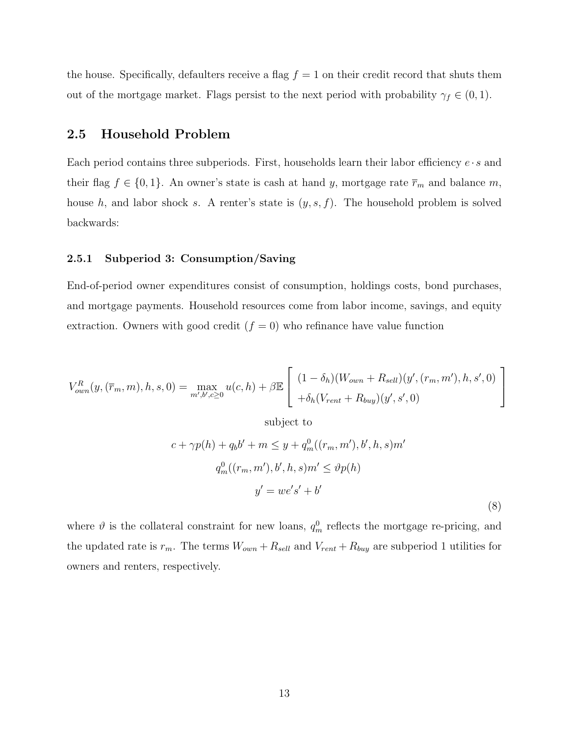the house. Specifically, defaulters receive a flag $f = 1$ on their credit record that shuts them out of the mortgage market. Flags persist to the next period with probability $\gamma_f \in (0, 1)$.

## 2.5 Household Problem

Each period contains three subperiods. First, households learn their labor efficiency $e \cdot s$ and their flag $f \in \{0, 1\}$. An owner's state is cash at hand $y$, mortgage rate $\overline{r}_m$ and balance $m$, house $h$, and labor shock $s$. A renter's state is $(y, s, f)$. The household problem is solved backwards:

### 2.5.1 Subperiod 3: Consumption/Saving

End-of-period owner expenditures consist of consumption, holdings costs, bond purchases, and mortgage payments. Household resources come from labor income, savings, and equity extraction. Owners with good credit ($f = 0$) who refinance have value function

$$
V^R_{own}(y, (\overline{r}_m, m), h, s, 0) = \max_{m', b', c \geq 0} u(c, h) + \beta \mathbb{E} \left[ \begin{array}{l} (1 - \delta_h)(W_{own} + R_{sell})(y', (r_m, m'), h, s', 0) \\ +\delta_h (V_{rent} + R_{buy})(y', s', 0) \end{array} \right]
$$

subject to

$$
\begin{aligned}
c + \gamma p(h) + q_b b' + m &\leq y + q^0_m((r_m, m'), b', h, s) m' \\
q^0_m((r_m, m'), b', h, s) m' &\leq \vartheta p(h) \\
y' &= w e' s' + b'
\end{aligned} \tag{8}
$$

where $\vartheta$ is the collateral constraint for new loans, $q^0_m$ reflects the mortgage re-pricing, and the updated rate is $r_m$. The terms $W_{own} + R_{sell}$ and $V_{rent} + R_{buy}$ are subperiod 1 utilities for owners and renters, respectively.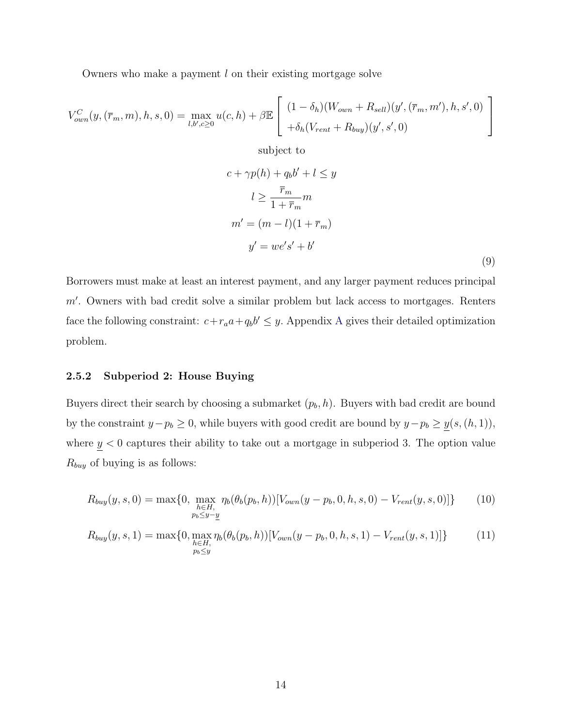Owners who make a payment $l$ on their existing mortgage solve

$$
V_{own}^{C}(y, (\overline{r}_m, m), h, s, 0) = \max_{l, b', c \geq 0} u(c, h) + \beta \mathbb{E} \left[ \begin{array}{c} (1 - \delta_h)(W_{own} + R_{sell})(y', (\overline{r}_m, m'), h, s', 0) \\ +\delta_h (V_{rent} + R_{buy})(y', s', 0) \end{array} \right]
$$

subject to

$$
\begin{gathered}
c + \gamma p(h) + q_b b' + l \leq y \\
l \geq \frac{\overline{r}_m}{1 + \overline{r}_m} m \\
m' = (m - l)(1 + \overline{r}_m) \\
y' = we's' + b'
\end{gathered} \tag{9}
$$

Borrowers must make at least an interest payment, and any larger payment reduces principal $m'$. Owners with bad credit solve a similar problem but lack access to mortgages. Renters face the following constraint: $c + r_a a + q_b b' \leq y$. Appendix A gives their detailed optimization problem.

### 2.5.2 Subperiod 2: House Buying

Buyers direct their search by choosing a submarket $(p_b, h)$. Buyers with bad credit are bound by the constraint $y - p_b \geq 0$, while buyers with good credit are bound by $y - p_b \geq \underline{y}(s, (h, 1))$, where $\underline{y} < 0$ captures their ability to take out a mortgage in subperiod 3. The option value $R_{buy}$ of buying is as follows:

$$
R_{buy}(y, s, 0) = \max\{0, \max_{\substack{h \in H, \\ p_b \leq y - \underline{y}}} \eta_b(\theta_b(p_b, h))[V_{own}(y - p_b, 0, h, s, 0) - V_{rent}(y, s, 0)]\} \tag{10}
$$

$$
R_{buy}(y, s, 1) = \max\{0, \max_{\substack{h \in H, \\ p_b \leq y}} \eta_b(\theta_b(p_b, h))[V_{own}(y - p_b, 0, h, s, 1) - V_{rent}(y, s, 1)]\} \tag{11}
$$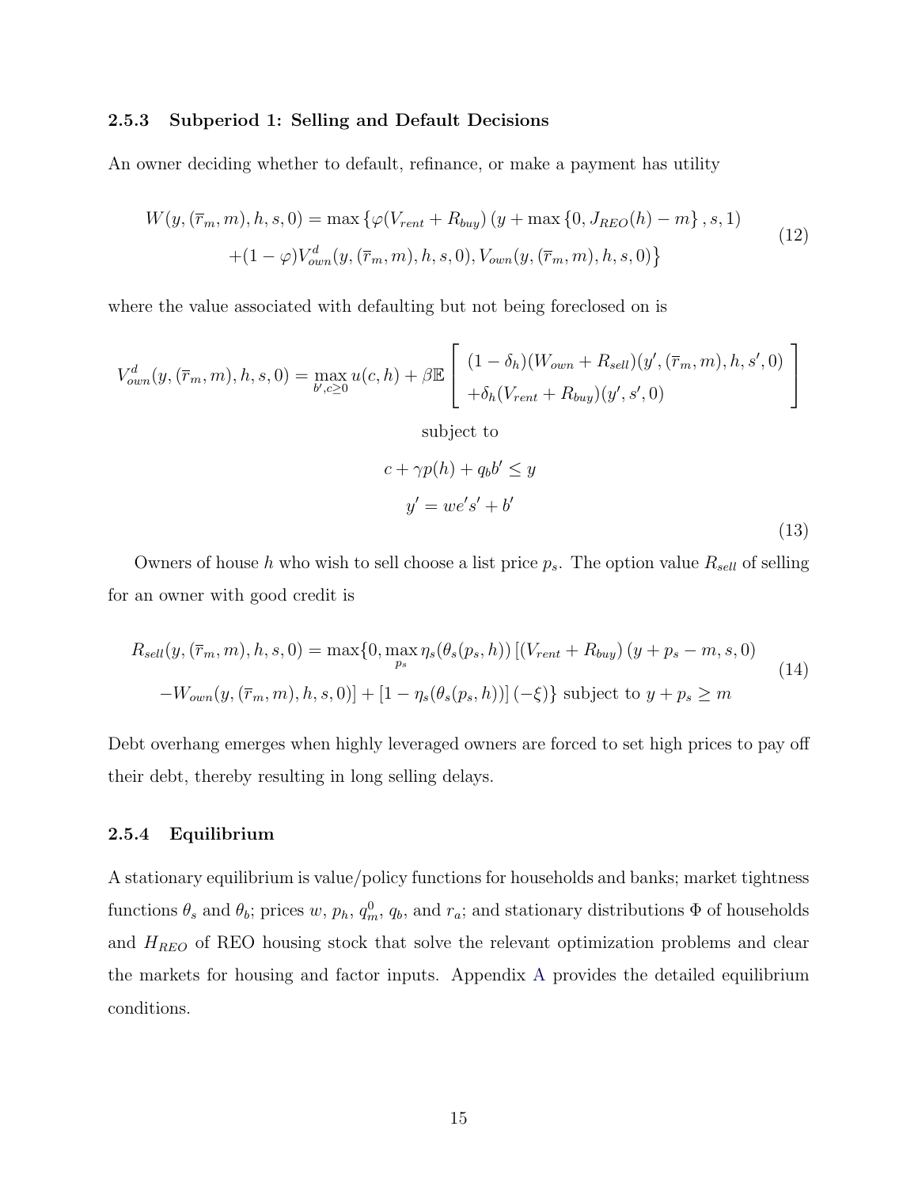### 2.5.3 Subperiod 1: Selling and Default Decisions

An owner deciding whether to default, refinance, or make a payment has utility

$$
\begin{aligned}
W(y, (\overline{r}_m, m), h, s, 0) = \max \{ & \varphi(V_{rent} + R_{buy}) \left(y + \max\{0, J_{REO}(h) - m\}, s, 1\right) \\
& + (1-\varphi) V^d_{own}(y, (\overline{r}_m, m), h, s, 0), V_{own}(y, (\overline{r}_m, m), h, s, 0) \}
\end{aligned}
\tag{12}
$$

where the value associated with defaulting but not being foreclosed on is

$$
V^d_{own}(y, (\overline{r}_m, m), h, s, 0) = \max_{b', c \geq 0} u(c, h) + \beta \mathbb{E} \left[ \begin{array}{l} (1-\delta_h)(W_{own} + R_{sell})(y', (\overline{r}_m, m), h, s', 0) \\ + \delta_h (V_{rent} + R_{buy})(y', s', 0) \end{array} \right]
$$

$$
\text{subject to}
$$

$$
c + \gamma p(h) + q_b b' \leq y
$$

$$
y' = w e' s' + b'
\tag{13}
$$

Owners of house $h$ who wish to sell choose a list price $p_s$. The option value $R_{sell}$ of selling for an owner with good credit is

$$
\begin{aligned}
R_{sell}(y, (\overline{r}_m, m), h, s, 0) = \max\{ & 0, \max_{p_s} \eta_s(\theta_s(p_s, h)) \left[ (V_{rent} + R_{buy}) (y + p_s - m, s, 0) \right. \\
& \left. - W_{own}(y, (\overline{r}_m, m), h, s, 0) \right] + \left[1 - \eta_s(\theta_s(p_s, h))\right](-\xi) \} \text{ subject to } y + p_s \geq m
\end{aligned}
\tag{14}
$$

Debt overhang emerges when highly leveraged owners are forced to set high prices to pay off their debt, thereby resulting in long selling delays.

### 2.5.4 Equilibrium

A stationary equilibrium is value/policy functions for households and banks; market tightness functions $\theta_s$ and $\theta_b$; prices $w$, $p_h$, $q^0_m$, $q_b$, and $r_a$; and stationary distributions $\Phi$ of households and $H_{REO}$ of REO housing stock that solve the relevant optimization problems and clear the markets for housing and factor inputs. Appendix A provides the detailed equilibrium conditions.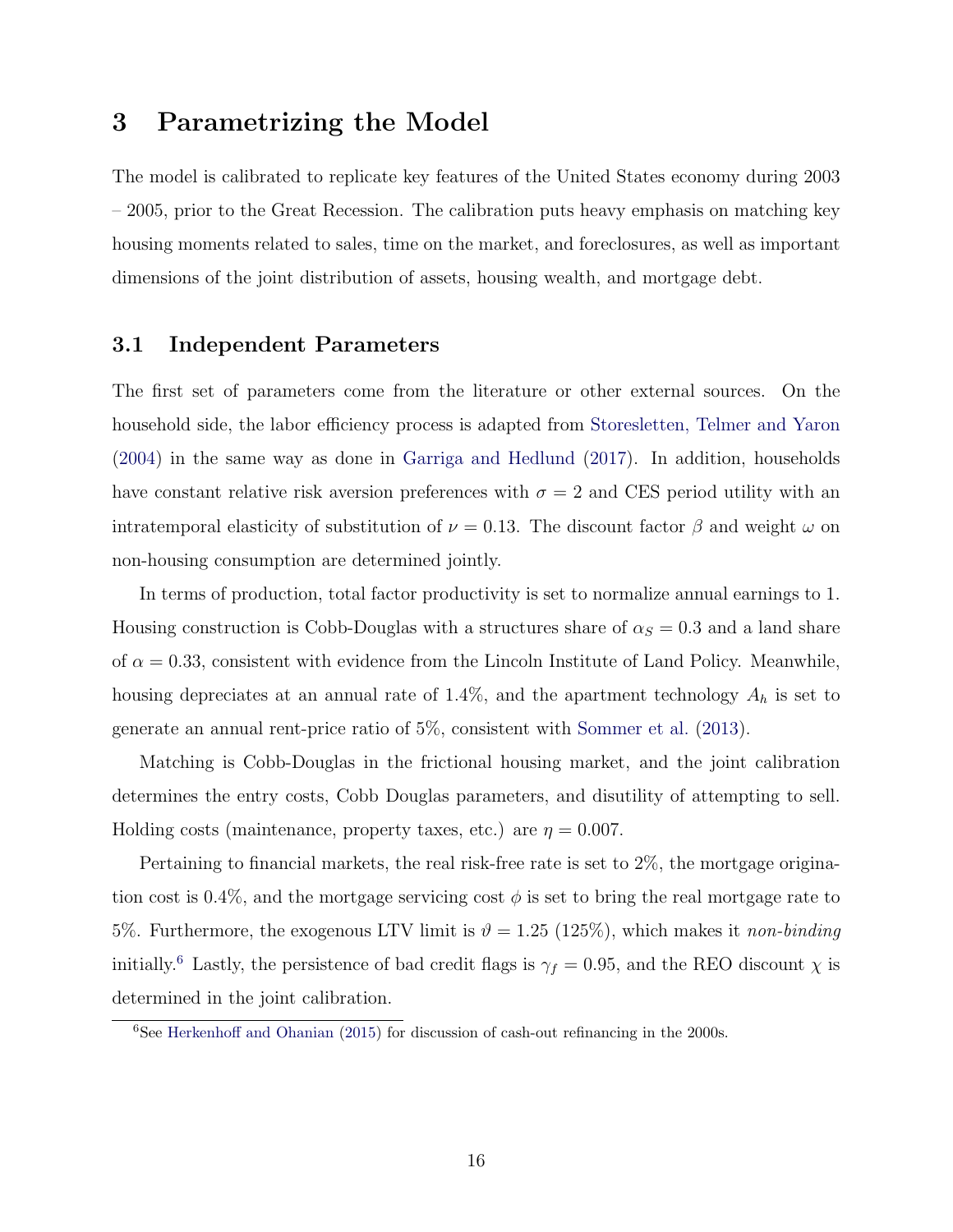# 3 Parametrizing the Model

The model is calibrated to replicate key features of the United States economy during 2003 – 2005, prior to the Great Recession. The calibration puts heavy emphasis on matching key housing moments related to sales, time on the market, and foreclosures, as well as important dimensions of the joint distribution of assets, housing wealth, and mortgage debt.

## 3.1 Independent Parameters

The first set of parameters come from the literature or other external sources. On the household side, the labor efficiency process is adapted from Storesletten, Telmer and Yaron (2004) in the same way as done in Garriga and Hedlund (2017). In addition, households have constant relative risk aversion preferences with $\sigma = 2$ and CES period utility with an intratemporal elasticity of substitution of $\nu = 0.13$. The discount factor $\beta$ and weight $\omega$ on non-housing consumption are determined jointly.

In terms of production, total factor productivity is set to normalize annual earnings to 1. Housing construction is Cobb-Douglas with a structures share of $\alpha_S = 0.3$ and a land share of $\alpha = 0.33$, consistent with evidence from the Lincoln Institute of Land Policy. Meanwhile, housing depreciates at an annual rate of 1.4%, and the apartment technology $A_h$ is set to generate an annual rent-price ratio of 5%, consistent with Sommer et al. (2013).

Matching is Cobb-Douglas in the frictional housing market, and the joint calibration determines the entry costs, Cobb Douglas parameters, and disutility of attempting to sell. Holding costs (maintenance, property taxes, etc.) are $\eta = 0.007$.

Pertaining to financial markets, the real risk-free rate is set to 2%, the mortgage origination cost is 0.4%, and the mortgage servicing cost $\phi$ is set to bring the real mortgage rate to 5%. Furthermore, the exogenous LTV limit is $\vartheta = 1.25$ (125%), which makes it *non-binding* initially.[6] Lastly, the persistence of bad credit flags is $\gamma_f = 0.95$, and the REO discount $\chi$ is determined in the joint calibration.

[6] See Herkenhoff and Ohanian (2015) for discussion of cash-out refinancing in the 2000s.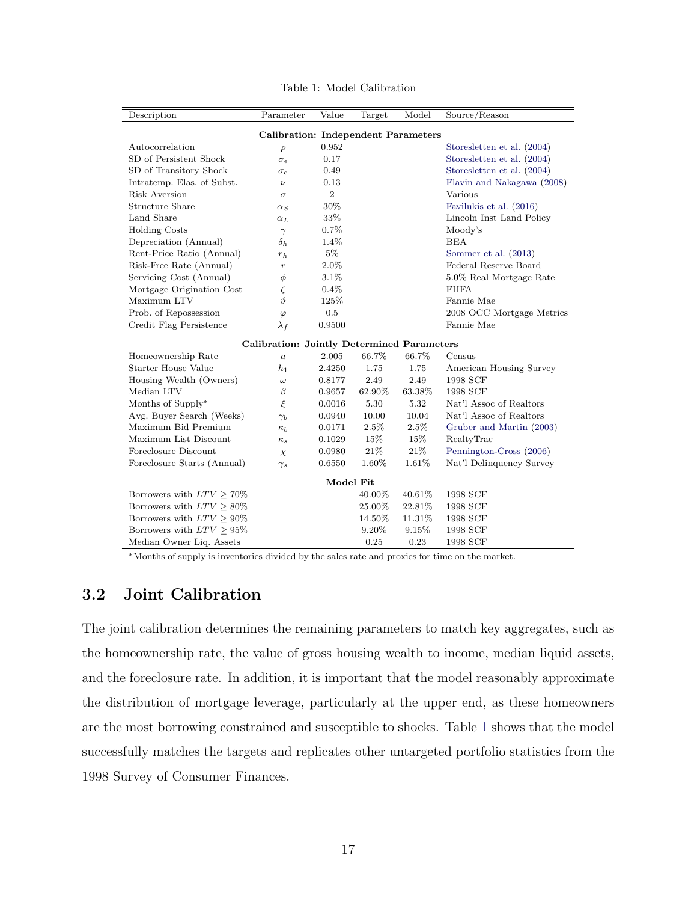Table 1: Model Calibration

| Description | Parameter | Value | Target | Model | Source/Reason |
|---|---|---|---|---|---|
| **Calibration: Independent Parameters** | | | | | |
| Autocorrelation | $\rho$ | 0.952 | | | Storesletten et al. (2004) |
| SD of Persistent Shock | $\sigma_\epsilon$ | 0.17 | | | Storesletten et al. (2004) |
| SD of Transitory Shock | $\sigma_e$ | 0.49 | | | Storesletten et al. (2004) |
| Intratemp. Elas. of Subst. | $\nu$ | 0.13 | | | Flavin and Nakagawa (2008) |
| Risk Aversion | $\sigma$ | 2 | | | Various |
| Structure Share | $\alpha_S$ | 30% | | | Favilukis et al. (2016) |
| Land Share | $\alpha_L$ | 33% | | | Lincoln Inst Land Policy |
| Holding Costs | $\gamma$ | 0.7% | | | Moody's |
| Depreciation (Annual) | $\delta_h$ | 1.4% | | | BEA |
| Rent-Price Ratio (Annual) | $r_h$ | 5% | | | Sommer et al. (2013) |
| Risk-Free Rate (Annual) | $r$ | 2.0% | | | Federal Reserve Board |
| Servicing Cost (Annual) | $\phi$ | 3.1% | | | 5.0% Real Mortgage Rate |
| Mortgage Origination Cost | $\zeta$ | 0.4% | | | FHFA |
| Maximum LTV | $\vartheta$ | 125% | | | Fannie Mae |
| Prob. of Repossession | $\varphi$ | 0.5 | | | 2008 OCC Mortgage Metrics |
| Credit Flag Persistence | $\lambda_f$ | 0.9500 | | | Fannie Mae |
| **Calibration: Jointly Determined Parameters** | | | | | |
| Homeownership Rate | $\overline{a}$ | 2.005 | 66.7% | 66.7% | Census |
| Starter House Value | $h_1$ | 2.4250 | 1.75 | 1.75 | American Housing Survey |
| Housing Wealth (Owners) | $\omega$ | 0.8177 | 2.49 | 2.49 | 1998 SCF |
| Median LTV | $\beta$ | 0.9657 | 62.90% | 63.38% | 1998 SCF |
| Months of Supply* | $\xi$ | 0.0016 | 5.30 | 5.32 | Nat'l Assoc of Realtors |
| Avg. Buyer Search (Weeks) | $\gamma_b$ | 0.0940 | 10.00 | 10.04 | Nat'l Assoc of Realtors |
| Maximum Bid Premium | $\kappa_b$ | 0.0171 | 2.5% | 2.5% | Gruber and Martin (2003) |
| Maximum List Discount | $\kappa_s$ | 0.1029 | 15% | 15% | RealtyTrac |
| Foreclosure Discount | $\chi$ | 0.0980 | 21% | 21% | Pennington-Cross (2006) |
| Foreclosure Starts (Annual) | $\gamma_s$ | 0.6550 | 1.60% | 1.61% | Nat'l Delinquency Survey |
| **Model Fit** | | | | | |
| Borrowers with $LTV \geq 70\%$ | | | 40.00% | 40.61% | 1998 SCF |
| Borrowers with $LTV \geq 80\%$ | | | 25.00% | 22.81% | 1998 SCF |
| Borrowers with $LTV \geq 90\%$ | | | 14.50% | 11.31% | 1998 SCF |
| Borrowers with $LTV \geq 95\%$ | | | 9.20% | 9.15% | 1998 SCF |
| Median Owner Liq. Assets | | | 0.25 | 0.23 | 1998 SCF |

*Months of supply is inventories divided by the sales rate and proxies for time on the market.

## 3.2 Joint Calibration

The joint calibration determines the remaining parameters to match key aggregates, such as the homeownership rate, the value of gross housing wealth to income, median liquid assets, and the foreclosure rate. In addition, it is important that the model reasonably approximate the distribution of mortgage leverage, particularly at the upper end, as these homeowners are the most borrowing constrained and susceptible to shocks. Table 1 shows that the model successfully matches the targets and replicates other untargeted portfolio statistics from the 1998 Survey of Consumer Finances.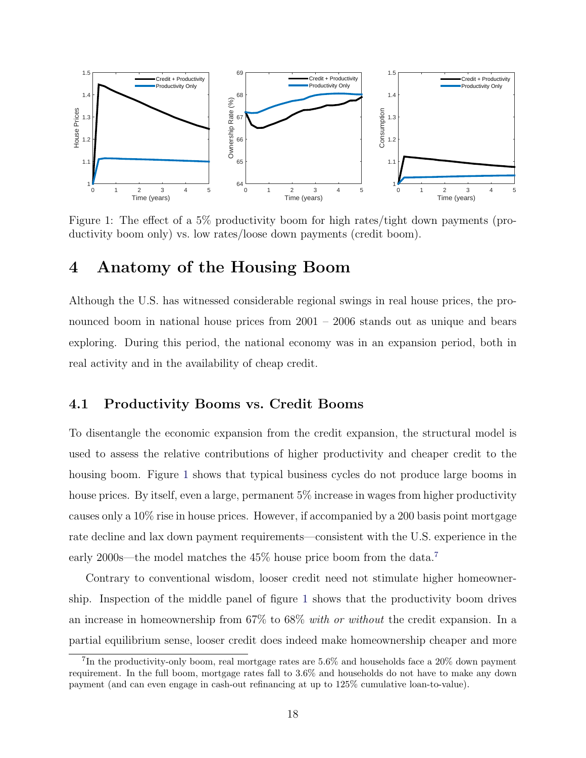Figure 1: The effect of a 5% productivity boom for high rates/tight down payments (productivity boom only) vs. low rates/loose down payments (credit boom).

# 4 Anatomy of the Housing Boom

Although the U.S. has witnessed considerable regional swings in real house prices, the pronounced boom in national house prices from 2001 – 2006 stands out as unique and bears exploring. During this period, the national economy was in an expansion period, both in real activity and in the availability of cheap credit.

## 4.1 Productivity Booms vs. Credit Booms

To disentangle the economic expansion from the credit expansion, the structural model is used to assess the relative contributions of higher productivity and cheaper credit to the housing boom. Figure 1 shows that typical business cycles do not produce large booms in house prices. By itself, even a large, permanent 5% increase in wages from higher productivity causes only a 10% rise in house prices. However, if accompanied by a 200 basis point mortgage rate decline and lax down payment requirements—consistent with the U.S. experience in the early 2000s—the model matches the 45% house price boom from the data.[7]

Contrary to conventional wisdom, looser credit need not stimulate higher homeownership. Inspection of the middle panel of figure 1 shows that the productivity boom drives an increase in homeownership from 67% to 68% *with or without* the credit expansion. In a partial equilibrium sense, looser credit does indeed make homeownership cheaper and more

[7] In the productivity-only boom, real mortgage rates are 5.6% and households face a 20% down payment requirement. In the full boom, mortgage rates fall to 3.6% and households do not have to make any down payment (and can even engage in cash-out refinancing at up to 125% cumulative loan-to-value).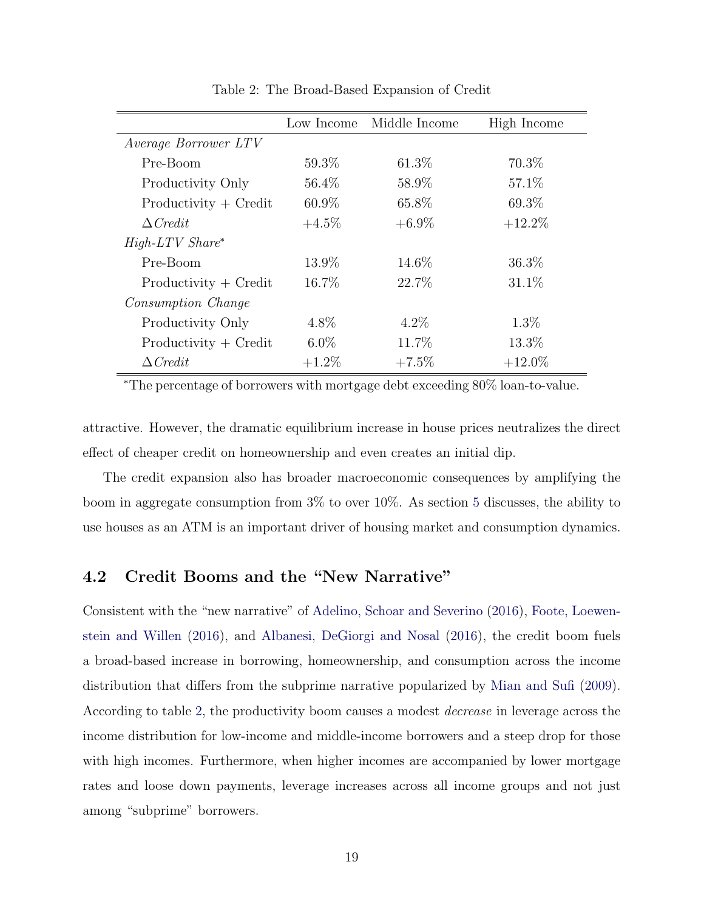Table 2: The Broad-Based Expansion of Credit

| | Low Income | Middle Income | High Income |
|---|---|---|---|
| *Average Borrower LTV* | | | |
| Pre-Boom | 59.3% | 61.3% | 70.3% |
| Productivity Only | 56.4% | 58.9% | 57.1% |
| Productivity + Credit | 60.9% | 65.8% | 69.3% |
| $\Delta Credit$ | +4.5% | +6.9% | +12.2% |
| *High-LTV Share*[*] | | | |
| Pre-Boom | 13.9% | 14.6% | 36.3% |
| Productivity + Credit | 16.7% | 22.7% | 31.1% |
| *Consumption Change* | | | |
| Productivity Only | 4.8% | 4.2% | 1.3% |
| Productivity + Credit | 6.0% | 11.7% | 13.3% |
| $\Delta Credit$ | +1.2% | +7.5% | +12.0% |

[*]The percentage of borrowers with mortgage debt exceeding 80% loan-to-value.

attractive. However, the dramatic equilibrium increase in house prices neutralizes the direct effect of cheaper credit on homeownership and even creates an initial dip.

The credit expansion also has broader macroeconomic consequences by amplifying the boom in aggregate consumption from 3% to over 10%. As section 5 discusses, the ability to use houses as an ATM is an important driver of housing market and consumption dynamics.

## 4.2 Credit Booms and the "New Narrative"

Consistent with the "new narrative" of Adelino, Schoar and Severino (2016), Foote, Loewenstein and Willen (2016), and Albanesi, DeGiorgi and Nosal (2016), the credit boom fuels a broad-based increase in borrowing, homeownership, and consumption across the income distribution that differs from the subprime narrative popularized by Mian and Sufi (2009). According to table 2, the productivity boom causes a modest *decrease* in leverage across the income distribution for low-income and middle-income borrowers and a steep drop for those with high incomes. Furthermore, when higher incomes are accompanied by lower mortgage rates and loose down payments, leverage increases across all income groups and not just among "subprime" borrowers.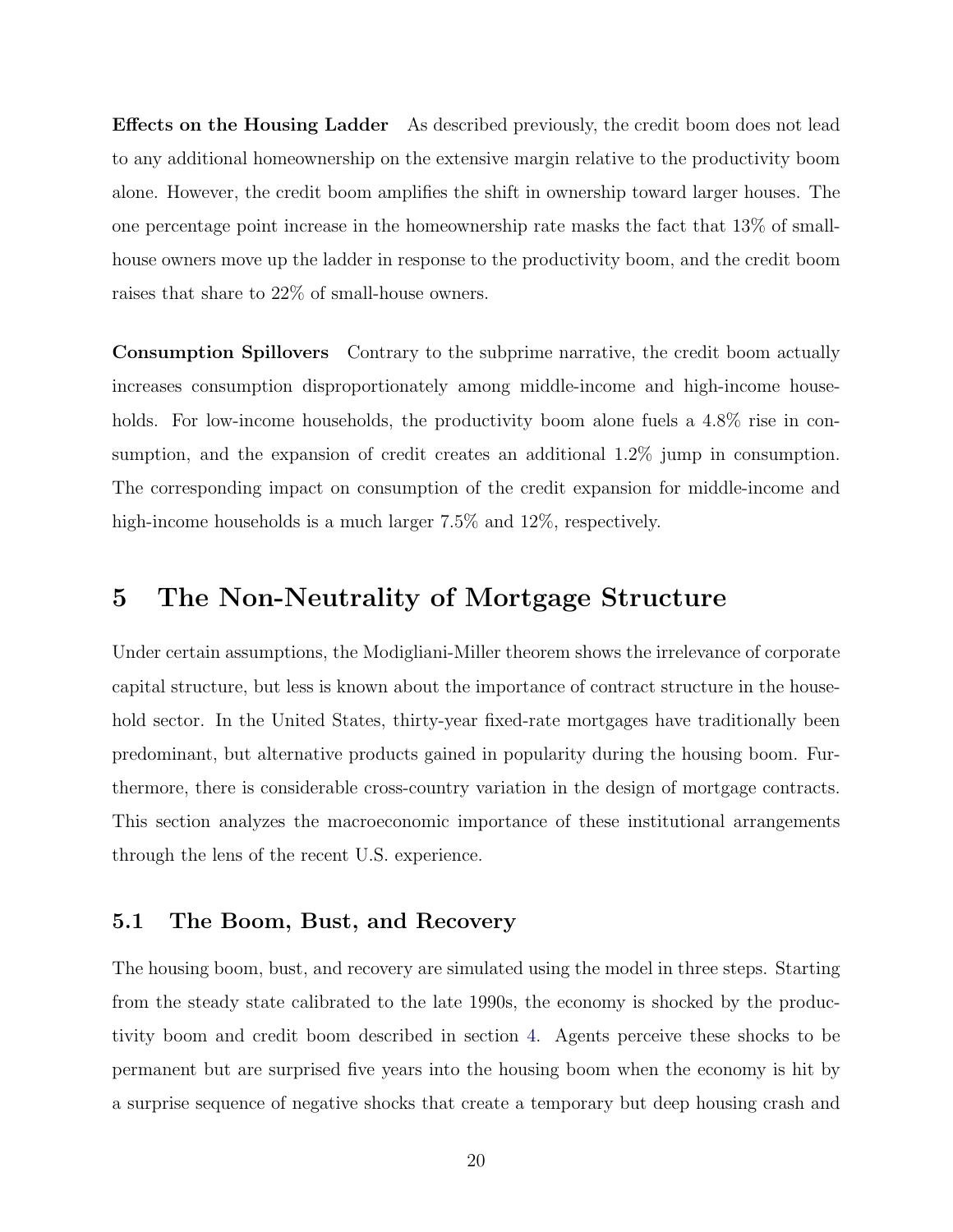**Effects on the Housing Ladder** As described previously, the credit boom does not lead to any additional homeownership on the extensive margin relative to the productivity boom alone. However, the credit boom amplifies the shift in ownership toward larger houses. The one percentage point increase in the homeownership rate masks the fact that 13% of small-house owners move up the ladder in response to the productivity boom, and the credit boom raises that share to 22% of small-house owners.

**Consumption Spillovers** Contrary to the subprime narrative, the credit boom actually increases consumption disproportionately among middle-income and high-income households. For low-income households, the productivity boom alone fuels a 4.8% rise in consumption, and the expansion of credit creates an additional 1.2% jump in consumption. The corresponding impact on consumption of the credit expansion for middle-income and high-income households is a much larger 7.5% and 12%, respectively.

# 5 The Non-Neutrality of Mortgage Structure

Under certain assumptions, the Modigliani-Miller theorem shows the irrelevance of corporate capital structure, but less is known about the importance of contract structure in the household sector. In the United States, thirty-year fixed-rate mortgages have traditionally been predominant, but alternative products gained in popularity during the housing boom. Furthermore, there is considerable cross-country variation in the design of mortgage contracts. This section analyzes the macroeconomic importance of these institutional arrangements through the lens of the recent U.S. experience.

## 5.1 The Boom, Bust, and Recovery

The housing boom, bust, and recovery are simulated using the model in three steps. Starting from the steady state calibrated to the late 1990s, the economy is shocked by the productivity boom and credit boom described in section 4. Agents perceive these shocks to be permanent but are surprised five years into the housing boom when the economy is hit by a surprise sequence of negative shocks that create a temporary but deep housing crash and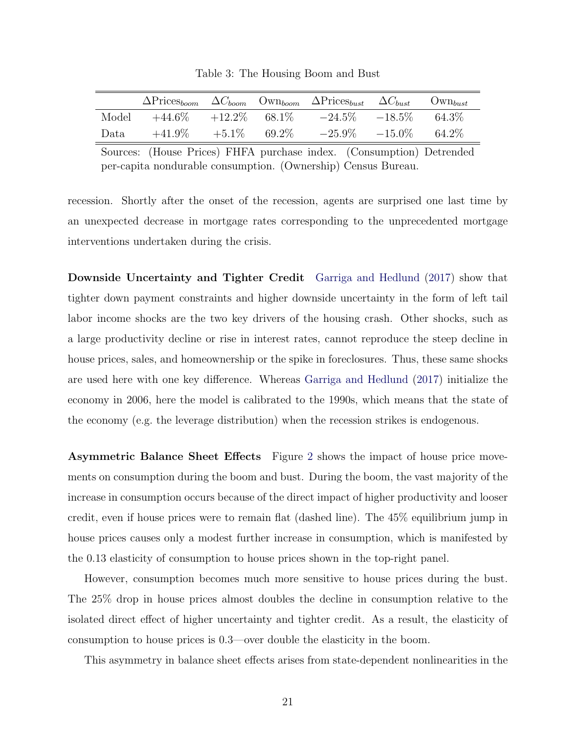Table 3: The Housing Boom and Bust

| | $\Delta \text{Prices}_{boom}$ | $\Delta C_{boom}$ | $\text{Own}_{boom}$ | $\Delta \text{Prices}_{bust}$ | $\Delta C_{bust}$ | $\text{Own}_{bust}$ |
|---|---|---|---|---|---|---|
| Model | +44.6% | +12.2% | 68.1% | −24.5% | −18.5% | 64.3% |
| Data | +41.9% | +5.1% | 69.2% | −25.9% | −15.0% | 64.2% |

Sources: (House Prices) FHFA purchase index. (Consumption) Detrended per-capita nondurable consumption. (Ownership) Census Bureau.

recession. Shortly after the onset of the recession, agents are surprised one last time by an unexpected decrease in mortgage rates corresponding to the unprecedented mortgage interventions undertaken during the crisis.

**Downside Uncertainty and Tighter Credit** Garriga and Hedlund (2017) show that tighter down payment constraints and higher downside uncertainty in the form of left tail labor income shocks are the two key drivers of the housing crash. Other shocks, such as a large productivity decline or rise in interest rates, cannot reproduce the steep decline in house prices, sales, and homeownership or the spike in foreclosures. Thus, these same shocks are used here with one key difference. Whereas Garriga and Hedlund (2017) initialize the economy in 2006, here the model is calibrated to the 1990s, which means that the state of the economy (e.g. the leverage distribution) when the recession strikes is endogenous.

**Asymmetric Balance Sheet Effects** Figure 2 shows the impact of house price movements on consumption during the boom and bust. During the boom, the vast majority of the increase in consumption occurs because of the direct impact of higher productivity and looser credit, even if house prices were to remain flat (dashed line). The 45% equilibrium jump in house prices causes only a modest further increase in consumption, which is manifested by the 0.13 elasticity of consumption to house prices shown in the top-right panel.

However, consumption becomes much more sensitive to house prices during the bust. The 25% drop in house prices almost doubles the decline in consumption relative to the isolated direct effect of higher uncertainty and tighter credit. As a result, the elasticity of consumption to house prices is 0.3—over double the elasticity in the boom.

This asymmetry in balance sheet effects arises from state-dependent nonlinearities in the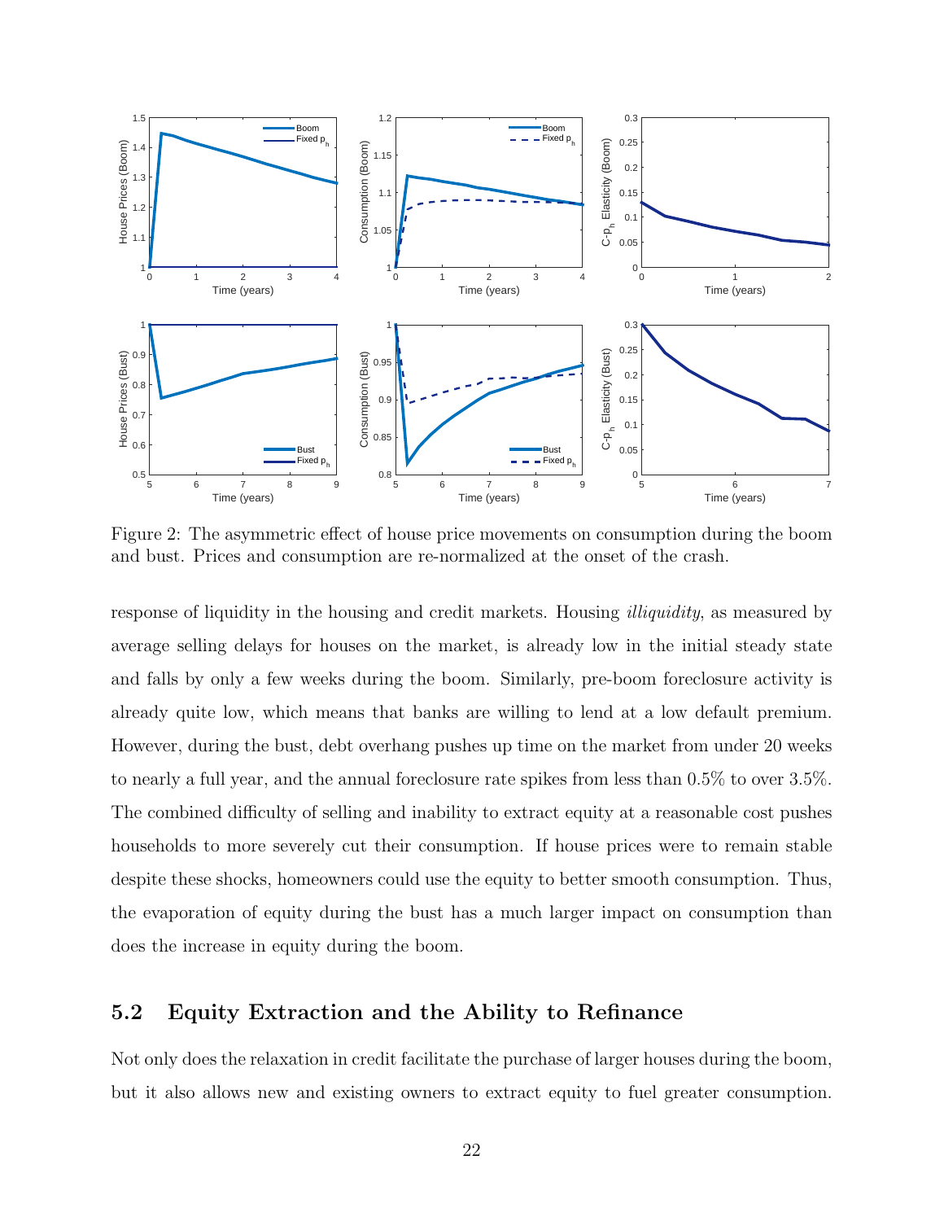Figure 2: The asymmetric effect of house price movements on consumption during the boom and bust. Prices and consumption are re-normalized at the onset of the crash.

response of liquidity in the housing and credit markets. Housing *illiquidity*, as measured by average selling delays for houses on the market, is already low in the initial steady state and falls by only a few weeks during the boom. Similarly, pre-boom foreclosure activity is already quite low, which means that banks are willing to lend at a low default premium. However, during the bust, debt overhang pushes up time on the market from under 20 weeks to nearly a full year, and the annual foreclosure rate spikes from less than 0.5% to over 3.5%. The combined difficulty of selling and inability to extract equity at a reasonable cost pushes households to more severely cut their consumption. If house prices were to remain stable despite these shocks, homeowners could use the equity to better smooth consumption. Thus, the evaporation of equity during the bust has a much larger impact on consumption than does the increase in equity during the boom.

## 5.2 Equity Extraction and the Ability to Refinance

Not only does the relaxation in credit facilitate the purchase of larger houses during the boom, but it also allows new and existing owners to extract equity to fuel greater consumption.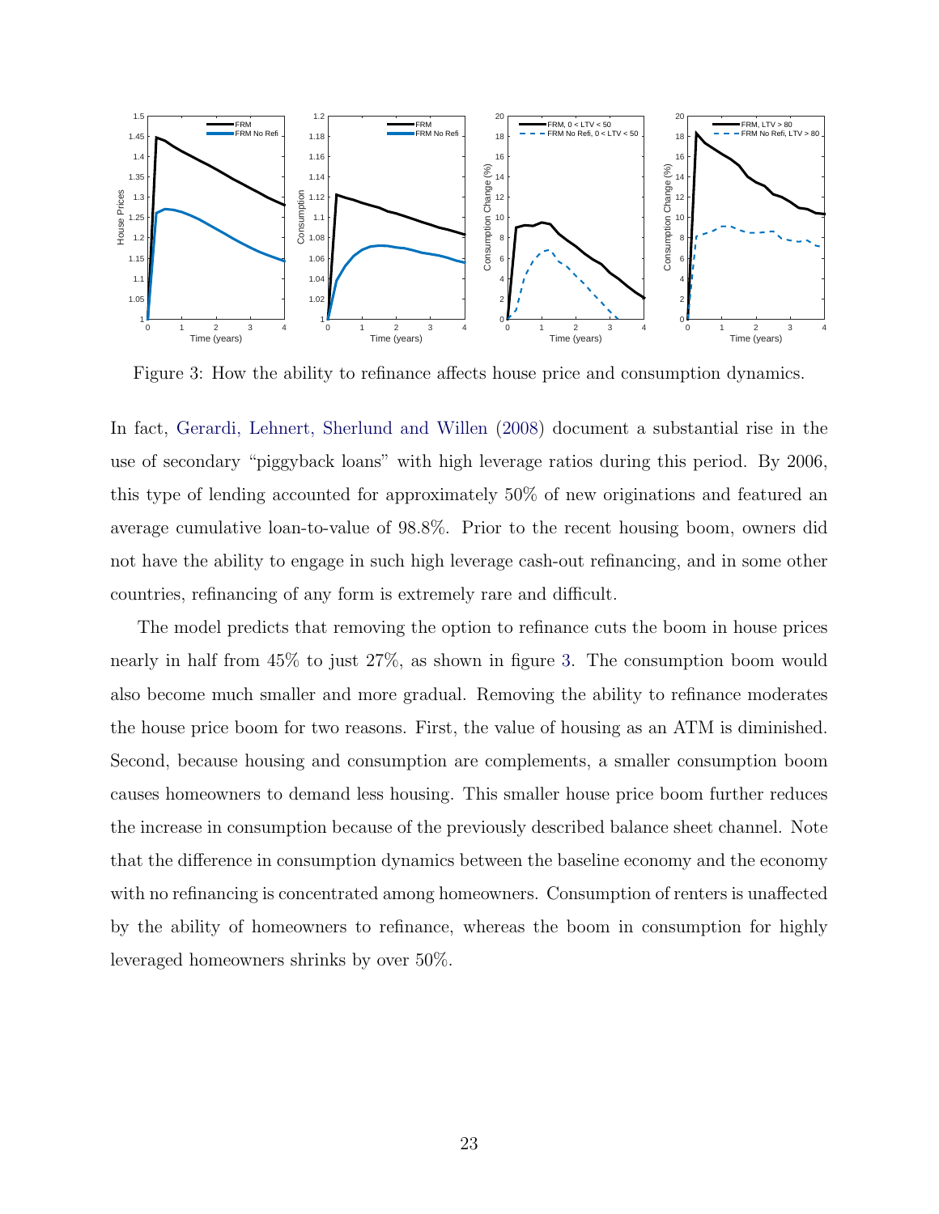Figure 3: How the ability to refinance affects house price and consumption dynamics.

In fact, Gerardi, Lehnert, Sherlund and Willen (2008) document a substantial rise in the use of secondary "piggyback loans" with high leverage ratios during this period. By 2006, this type of lending accounted for approximately 50% of new originations and featured an average cumulative loan-to-value of 98.8%. Prior to the recent housing boom, owners did not have the ability to engage in such high leverage cash-out refinancing, and in some other countries, refinancing of any form is extremely rare and difficult.

The model predicts that removing the option to refinance cuts the boom in house prices nearly in half from 45% to just 27%, as shown in figure 3. The consumption boom would also become much smaller and more gradual. Removing the ability to refinance moderates the house price boom for two reasons. First, the value of housing as an ATM is diminished. Second, because housing and consumption are complements, a smaller consumption boom causes homeowners to demand less housing. This smaller house price boom further reduces the increase in consumption because of the previously described balance sheet channel. Note that the difference in consumption dynamics between the baseline economy and the economy with no refinancing is concentrated among homeowners. Consumption of renters is unaffected by the ability of homeowners to refinance, whereas the boom in consumption for highly leveraged homeowners shrinks by over 50%.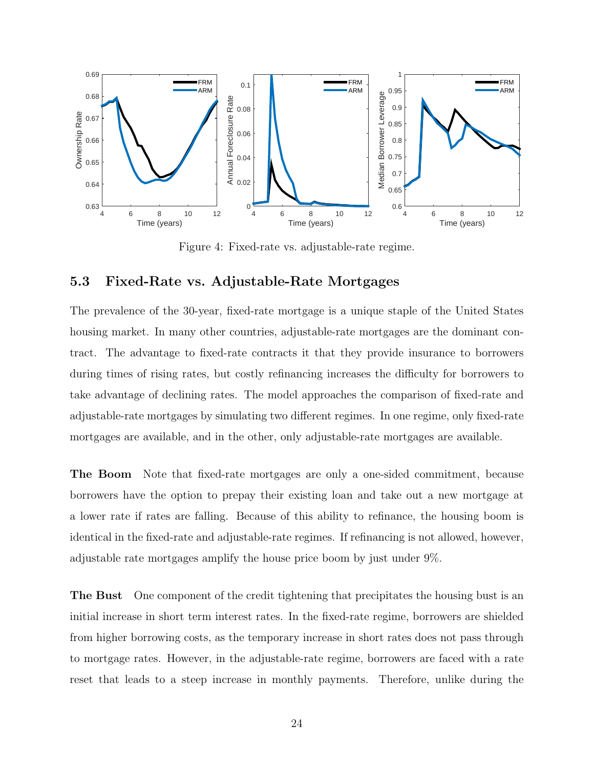Figure 4: Fixed-rate vs. adjustable-rate regime.

## 5.3 Fixed-Rate vs. Adjustable-Rate Mortgages

The prevalence of the 30-year, fixed-rate mortgage is a unique staple of the United States housing market. In many other countries, adjustable-rate mortgages are the dominant contract. The advantage to fixed-rate contracts it that they provide insurance to borrowers during times of rising rates, but costly refinancing increases the difficulty for borrowers to take advantage of declining rates. The model approaches the comparison of fixed-rate and adjustable-rate mortgages by simulating two different regimes. In one regime, only fixed-rate mortgages are available, and in the other, only adjustable-rate mortgages are available.

**The Boom** Note that fixed-rate mortgages are only a one-sided commitment, because borrowers have the option to prepay their existing loan and take out a new mortgage at a lower rate if rates are falling. Because of this ability to refinance, the housing boom is identical in the fixed-rate and adjustable-rate regimes. If refinancing is not allowed, however, adjustable rate mortgages amplify the house price boom by just under 9%.

**The Bust** One component of the credit tightening that precipitates the housing bust is an initial increase in short term interest rates. In the fixed-rate regime, borrowers are shielded from higher borrowing costs, as the temporary increase in short rates does not pass through to mortgage rates. However, in the adjustable-rate regime, borrowers are faced with a rate reset that leads to a steep increase in monthly payments. Therefore, unlike during the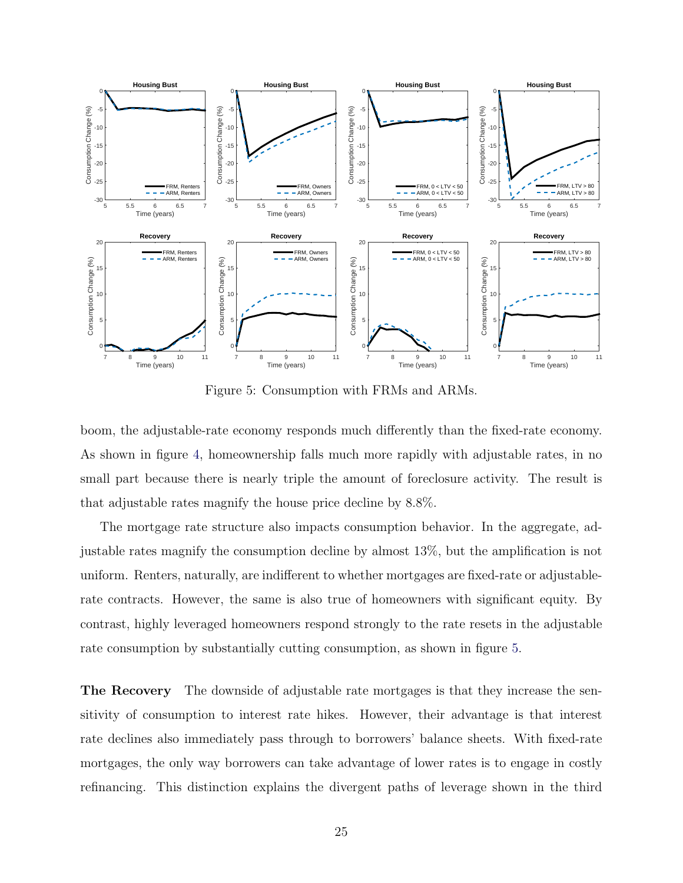Figure 5: Consumption with FRMs and ARMs.

boom, the adjustable-rate economy responds much differently than the fixed-rate economy. As shown in figure 4, homeownership falls much more rapidly with adjustable rates, in no small part because there is nearly triple the amount of foreclosure activity. The result is that adjustable rates magnify the house price decline by 8.8%.

The mortgage rate structure also impacts consumption behavior. In the aggregate, adjustable rates magnify the consumption decline by almost 13%, but the amplification is not uniform. Renters, naturally, are indifferent to whether mortgages are fixed-rate or adjustable-rate contracts. However, the same is also true of homeowners with significant equity. By contrast, highly leveraged homeowners respond strongly to the rate resets in the adjustable rate consumption by substantially cutting consumption, as shown in figure 5.

**The Recovery** The downside of adjustable rate mortgages is that they increase the sensitivity of consumption to interest rate hikes. However, their advantage is that interest rate declines also immediately pass through to borrowers' balance sheets. With fixed-rate mortgages, the only way borrowers can take advantage of lower rates is to engage in costly refinancing. This distinction explains the divergent paths of leverage shown in the third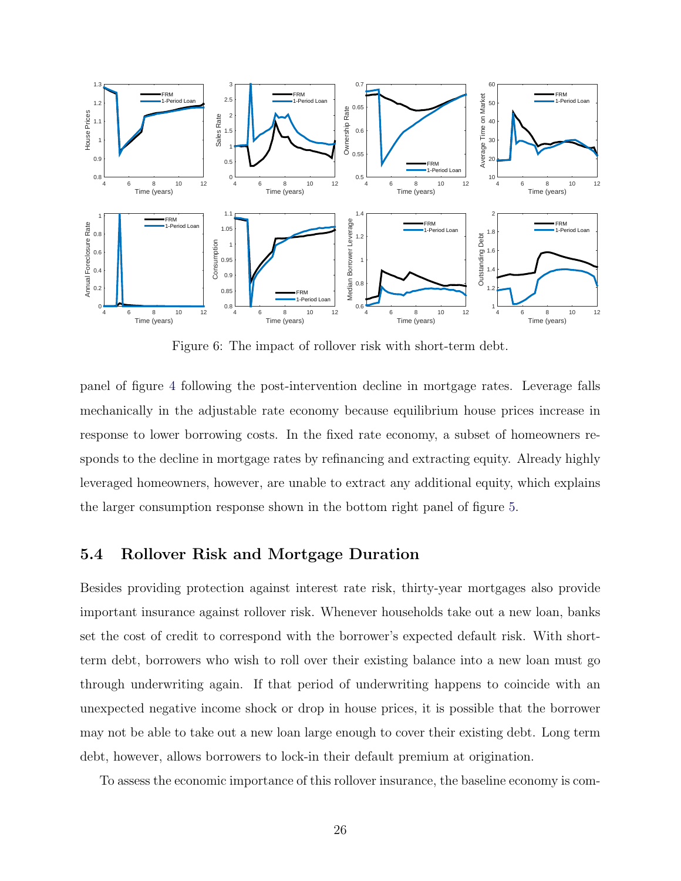Figure 6: The impact of rollover risk with short-term debt.

panel of figure 4 following the post-intervention decline in mortgage rates. Leverage falls mechanically in the adjustable rate economy because equilibrium house prices increase in response to lower borrowing costs. In the fixed rate economy, a subset of homeowners responds to the decline in mortgage rates by refinancing and extracting equity. Already highly leveraged homeowners, however, are unable to extract any additional equity, which explains the larger consumption response shown in the bottom right panel of figure 5.

### 5.4 Rollover Risk and Mortgage Duration

Besides providing protection against interest rate risk, thirty-year mortgages also provide important insurance against rollover risk. Whenever households take out a new loan, banks set the cost of credit to correspond with the borrower's expected default risk. With short-term debt, borrowers who wish to roll over their existing balance into a new loan must go through underwriting again. If that period of underwriting happens to coincide with an unexpected negative income shock or drop in house prices, it is possible that the borrower may not be able to take out a new loan large enough to cover their existing debt. Long term debt, however, allows borrowers to lock-in their default premium at origination.

To assess the economic importance of this rollover insurance, the baseline economy is com-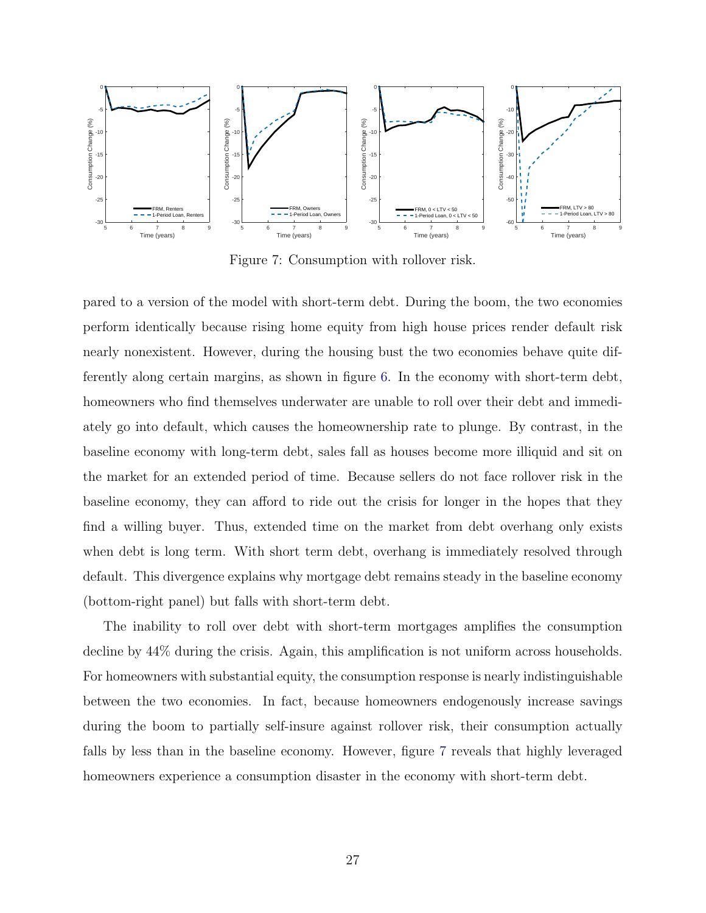Figure 7: Consumption with rollover risk.

pared to a version of the model with short-term debt. During the boom, the two economies perform identically because rising home equity from high house prices render default risk nearly nonexistent. However, during the housing bust the two economies behave quite differently along certain margins, as shown in figure 6. In the economy with short-term debt, homeowners who find themselves underwater are unable to roll over their debt and immediately go into default, which causes the homeownership rate to plunge. By contrast, in the baseline economy with long-term debt, sales fall as houses become more illiquid and sit on the market for an extended period of time. Because sellers do not face rollover risk in the baseline economy, they can afford to ride out the crisis for longer in the hopes that they find a willing buyer. Thus, extended time on the market from debt overhang only exists when debt is long term. With short term debt, overhang is immediately resolved through default. This divergence explains why mortgage debt remains steady in the baseline economy (bottom-right panel) but falls with short-term debt.

The inability to roll over debt with short-term mortgages amplifies the consumption decline by 44% during the crisis. Again, this amplification is not uniform across households. For homeowners with substantial equity, the consumption response is nearly indistinguishable between the two economies. In fact, because homeowners endogenously increase savings during the boom to partially self-insure against rollover risk, their consumption actually falls by less than in the baseline economy. However, figure 7 reveals that highly leveraged homeowners experience a consumption disaster in the economy with short-term debt.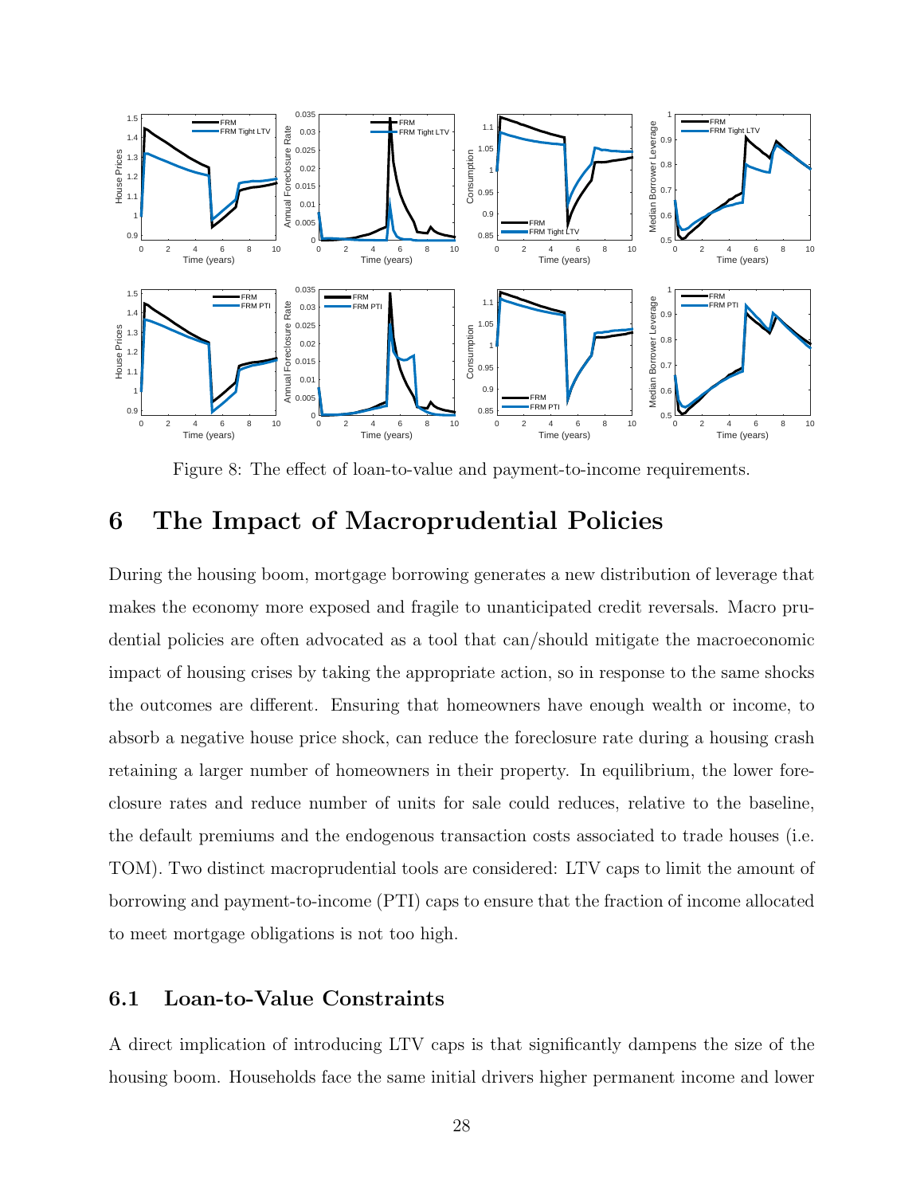Figure 8: The effect of loan-to-value and payment-to-income requirements.

# 6 The Impact of Macroprudential Policies

During the housing boom, mortgage borrowing generates a new distribution of leverage that makes the economy more exposed and fragile to unanticipated credit reversals. Macro prudential policies are often advocated as a tool that can/should mitigate the macroeconomic impact of housing crises by taking the appropriate action, so in response to the same shocks the outcomes are different. Ensuring that homeowners have enough wealth or income, to absorb a negative house price shock, can reduce the foreclosure rate during a housing crash retaining a larger number of homeowners in their property. In equilibrium, the lower foreclosure rates and reduce number of units for sale could reduces, relative to the baseline, the default premiums and the endogenous transaction costs associated to trade houses (i.e. TOM). Two distinct macroprudential tools are considered: LTV caps to limit the amount of borrowing and payment-to-income (PTI) caps to ensure that the fraction of income allocated to meet mortgage obligations is not too high.

## 6.1 Loan-to-Value Constraints

A direct implication of introducing LTV caps is that significantly dampens the size of the housing boom. Households face the same initial drivers higher permanent income and lower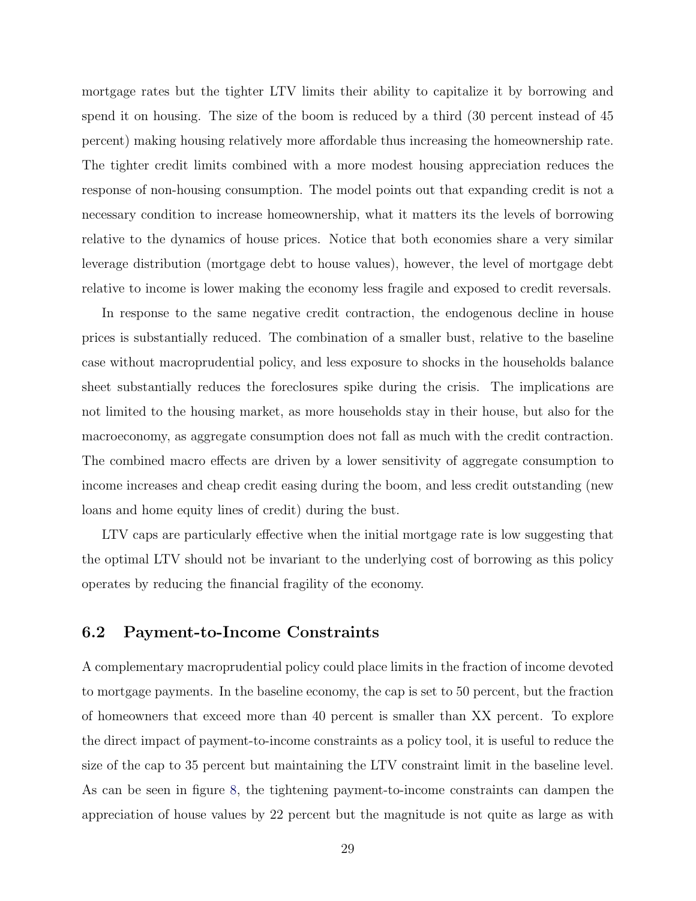mortgage rates but the tighter LTV limits their ability to capitalize it by borrowing and spend it on housing. The size of the boom is reduced by a third (30 percent instead of 45 percent) making housing relatively more affordable thus increasing the homeownership rate. The tighter credit limits combined with a more modest housing appreciation reduces the response of non-housing consumption. The model points out that expanding credit is not a necessary condition to increase homeownership, what it matters its the levels of borrowing relative to the dynamics of house prices. Notice that both economies share a very similar leverage distribution (mortgage debt to house values), however, the level of mortgage debt relative to income is lower making the economy less fragile and exposed to credit reversals.

In response to the same negative credit contraction, the endogenous decline in house prices is substantially reduced. The combination of a smaller bust, relative to the baseline case without macroprudential policy, and less exposure to shocks in the households balance sheet substantially reduces the foreclosures spike during the crisis. The implications are not limited to the housing market, as more households stay in their house, but also for the macroeconomy, as aggregate consumption does not fall as much with the credit contraction. The combined macro effects are driven by a lower sensitivity of aggregate consumption to income increases and cheap credit easing during the boom, and less credit outstanding (new loans and home equity lines of credit) during the bust.

LTV caps are particularly effective when the initial mortgage rate is low suggesting that the optimal LTV should not be invariant to the underlying cost of borrowing as this policy operates by reducing the financial fragility of the economy.

## 6.2 Payment-to-Income Constraints

A complementary macroprudential policy could place limits in the fraction of income devoted to mortgage payments. In the baseline economy, the cap is set to 50 percent, but the fraction of homeowners that exceed more than 40 percent is smaller than XX percent. To explore the direct impact of payment-to-income constraints as a policy tool, it is useful to reduce the size of the cap to 35 percent but maintaining the LTV constraint limit in the baseline level. As can be seen in figure 8, the tightening payment-to-income constraints can dampen the appreciation of house values by 22 percent but the magnitude is not quite as large as with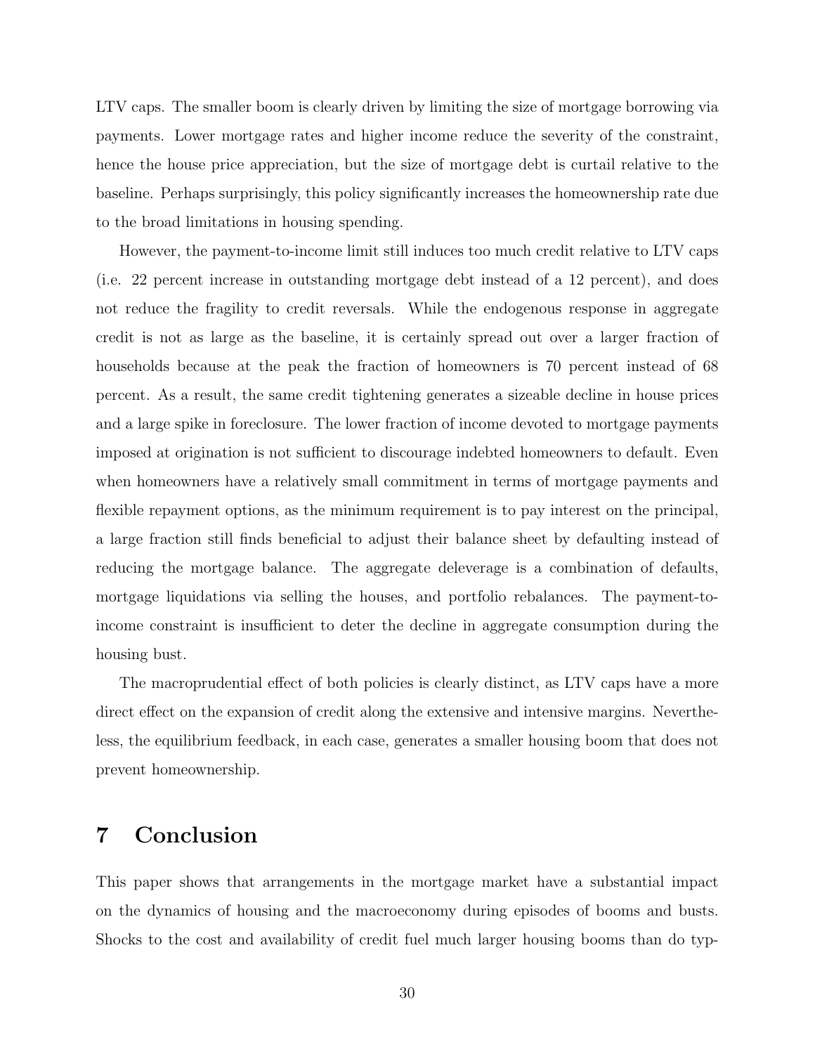LTV caps. The smaller boom is clearly driven by limiting the size of mortgage borrowing via payments. Lower mortgage rates and higher income reduce the severity of the constraint, hence the house price appreciation, but the size of mortgage debt is curtail relative to the baseline. Perhaps surprisingly, this policy significantly increases the homeownership rate due to the broad limitations in housing spending.

However, the payment-to-income limit still induces too much credit relative to LTV caps (i.e. 22 percent increase in outstanding mortgage debt instead of a 12 percent), and does not reduce the fragility to credit reversals. While the endogenous response in aggregate credit is not as large as the baseline, it is certainly spread out over a larger fraction of households because at the peak the fraction of homeowners is 70 percent instead of 68 percent. As a result, the same credit tightening generates a sizeable decline in house prices and a large spike in foreclosure. The lower fraction of income devoted to mortgage payments imposed at origination is not sufficient to discourage indebted homeowners to default. Even when homeowners have a relatively small commitment in terms of mortgage payments and flexible repayment options, as the minimum requirement is to pay interest on the principal, a large fraction still finds beneficial to adjust their balance sheet by defaulting instead of reducing the mortgage balance. The aggregate deleverage is a combination of defaults, mortgage liquidations via selling the houses, and portfolio rebalances. The payment-to-income constraint is insufficient to deter the decline in aggregate consumption during the housing bust.

The macroprudential effect of both policies is clearly distinct, as LTV caps have a more direct effect on the expansion of credit along the extensive and intensive margins. Nevertheless, the equilibrium feedback, in each case, generates a smaller housing boom that does not prevent homeownership.

# 7 Conclusion

This paper shows that arrangements in the mortgage market have a substantial impact on the dynamics of housing and the macroeconomy during episodes of booms and busts. Shocks to the cost and availability of credit fuel much larger housing booms than do typ-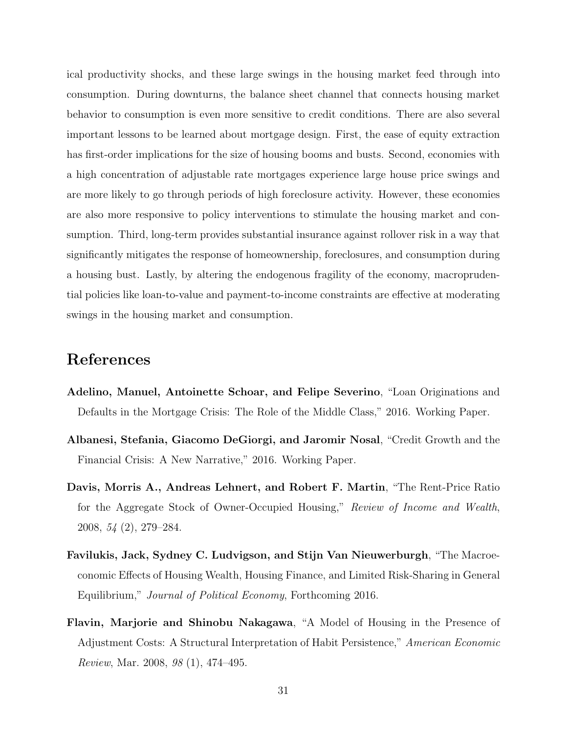ical productivity shocks, and these large swings in the housing market feed through into consumption. During downturns, the balance sheet channel that connects housing market behavior to consumption is even more sensitive to credit conditions. There are also several important lessons to be learned about mortgage design. First, the ease of equity extraction has first-order implications for the size of housing booms and busts. Second, economies with a high concentration of adjustable rate mortgages experience large house price swings and are more likely to go through periods of high foreclosure activity. However, these economies are also more responsive to policy interventions to stimulate the housing market and consumption. Third, long-term provides substantial insurance against rollover risk in a way that significantly mitigates the response of homeownership, foreclosures, and consumption during a housing bust. Lastly, by altering the endogenous fragility of the economy, macroprudential policies like loan-to-value and payment-to-income constraints are effective at moderating swings in the housing market and consumption.

# References

**Adelino, Manuel, Antoinette Schoar, and Felipe Severino**, "Loan Originations and Defaults in the Mortgage Crisis: The Role of the Middle Class," 2016. Working Paper.

**Albanesi, Stefania, Giacomo DeGiorgi, and Jaromir Nosal**, "Credit Growth and the Financial Crisis: A New Narrative," 2016. Working Paper.

**Davis, Morris A., Andreas Lehnert, and Robert F. Martin**, "The Rent-Price Ratio for the Aggregate Stock of Owner-Occupied Housing," *Review of Income and Wealth*, 2008, *54* (2), 279–284.

**Favilukis, Jack, Sydney C. Ludvigson, and Stijn Van Nieuwerburgh**, "The Macroeconomic Effects of Housing Wealth, Housing Finance, and Limited Risk-Sharing in General Equilibrium," *Journal of Political Economy*, Forthcoming 2016.

**Flavin, Marjorie and Shinobu Nakagawa**, "A Model of Housing in the Presence of Adjustment Costs: A Structural Interpretation of Habit Persistence," *American Economic Review*, Mar. 2008, *98* (1), 474–495.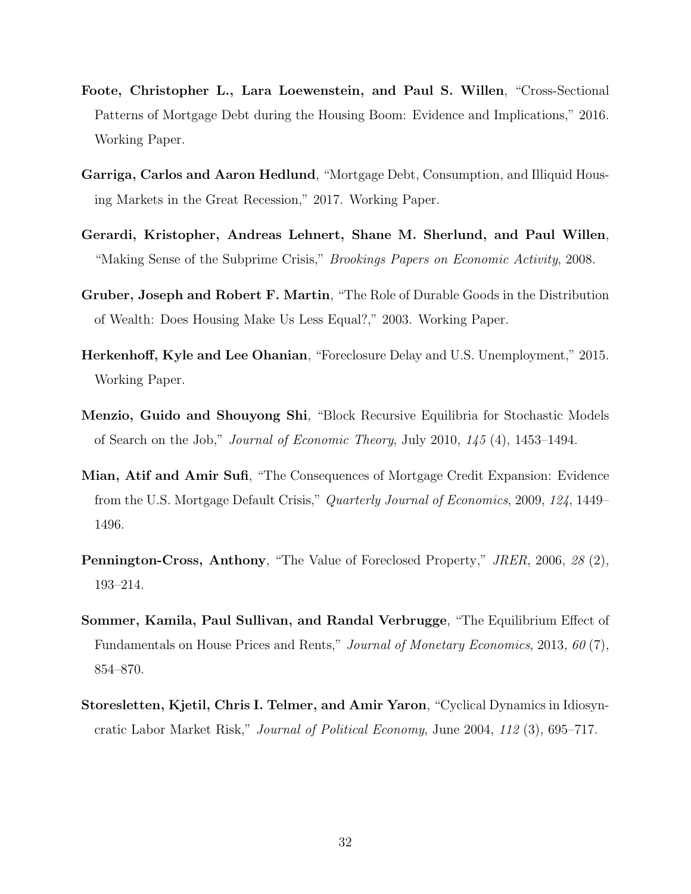**Foote, Christopher L., Lara Loewenstein, and Paul S. Willen**, "Cross-Sectional Patterns of Mortgage Debt during the Housing Boom: Evidence and Implications," 2016. Working Paper.

**Garriga, Carlos and Aaron Hedlund**, "Mortgage Debt, Consumption, and Illiquid Housing Markets in the Great Recession," 2017. Working Paper.

**Gerardi, Kristopher, Andreas Lehnert, Shane M. Sherlund, and Paul Willen**, "Making Sense of the Subprime Crisis," *Brookings Papers on Economic Activity*, 2008.

**Gruber, Joseph and Robert F. Martin**, "The Role of Durable Goods in the Distribution of Wealth: Does Housing Make Us Less Equal?," 2003. Working Paper.

**Herkenhoff, Kyle and Lee Ohanian**, "Foreclosure Delay and U.S. Unemployment," 2015. Working Paper.

**Menzio, Guido and Shouyong Shi**, "Block Recursive Equilibria for Stochastic Models of Search on the Job," *Journal of Economic Theory*, July 2010, *145* (4), 1453–1494.

**Mian, Atif and Amir Sufi**, "The Consequences of Mortgage Credit Expansion: Evidence from the U.S. Mortgage Default Crisis," *Quarterly Journal of Economics*, 2009, *124*, 1449–1496.

**Pennington-Cross, Anthony**, "The Value of Foreclosed Property," *JRER*, 2006, *28* (2), 193–214.

**Sommer, Kamila, Paul Sullivan, and Randal Verbrugge**, "The Equilibrium Effect of Fundamentals on House Prices and Rents," *Journal of Monetary Economics*, 2013, *60* (7), 854–870.

**Storesletten, Kjetil, Chris I. Telmer, and Amir Yaron**, "Cyclical Dynamics in Idiosyncratic Labor Market Risk," *Journal of Political Economy*, June 2004, *112* (3), 695–717.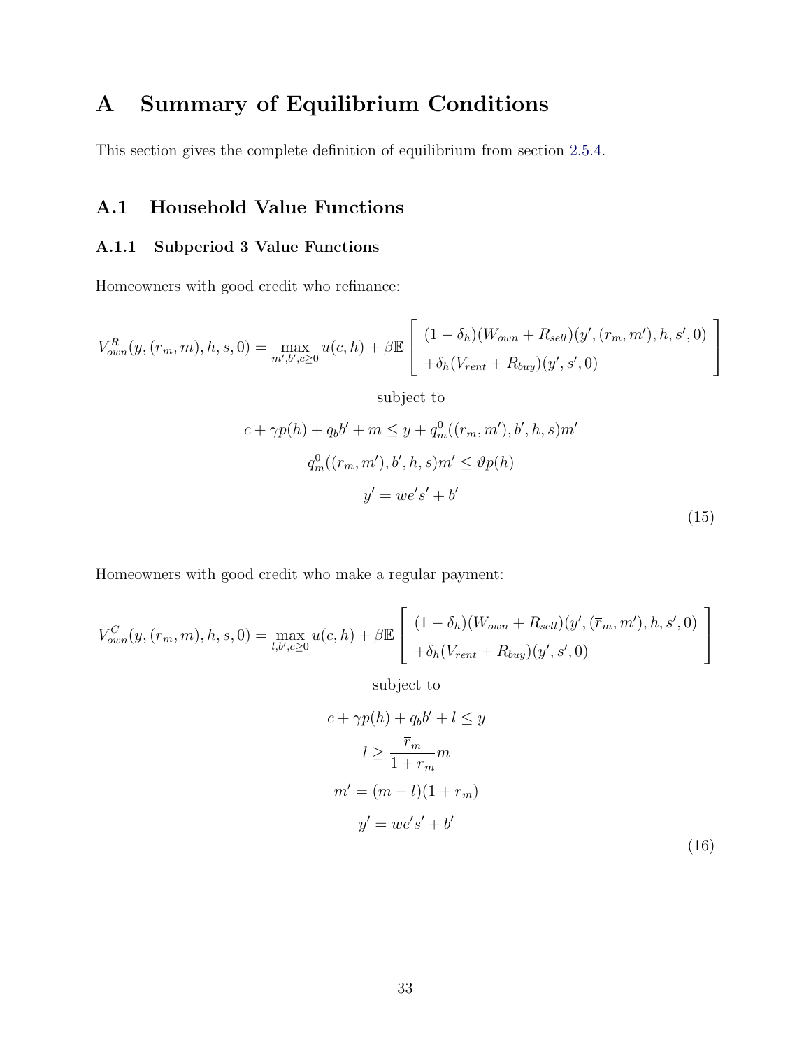# A Summary of Equilibrium Conditions

This section gives the complete definition of equilibrium from section 2.5.4.

## A.1 Household Value Functions

### A.1.1 Subperiod 3 Value Functions

Homeowners with good credit who refinance:

$$
V^R_{own}(y, (\overline{r}_m, m), h, s, 0) = \max_{m', b', c \geq 0} u(c, h) + \beta \mathbb{E} \left[ \begin{array}{l} (1-\delta_h)(W_{own} + R_{sell})(y', (r_m, m'), h, s', 0) \\ +\delta_h (V_{rent} + R_{buy})(y', s', 0) \end{array} \right]
$$

$$
\text{subject to}
$$

$$
c + \gamma p(h) + q_b b' + m \leq y + q^0_m((r_m, m'), b', h, s) m'
$$

$$
q^0_m((r_m, m'), b', h, s) m' \leq \vartheta p(h)
$$

$$
y' = w e' s' + b'
\tag{15}
$$

Homeowners with good credit who make a regular payment:

$$
V^C_{own}(y, (\overline{r}_m, m), h, s, 0) = \max_{l, b', c \geq 0} u(c, h) + \beta \mathbb{E} \left[ \begin{array}{l} (1-\delta_h)(W_{own} + R_{sell})(y', (\overline{r}_m, m'), h, s', 0) \\ +\delta_h (V_{rent} + R_{buy})(y', s', 0) \end{array} \right]
$$

$$
\text{subject to}
$$

$$
c + \gamma p(h) + q_b b' + l \leq y
$$

$$
l \geq \frac{\overline{r}_m}{1 + \overline{r}_m} m
$$

$$
m' = (m - l)(1 + \overline{r}_m)
$$

$$
y' = w e' s' + b'
\tag{16}
$$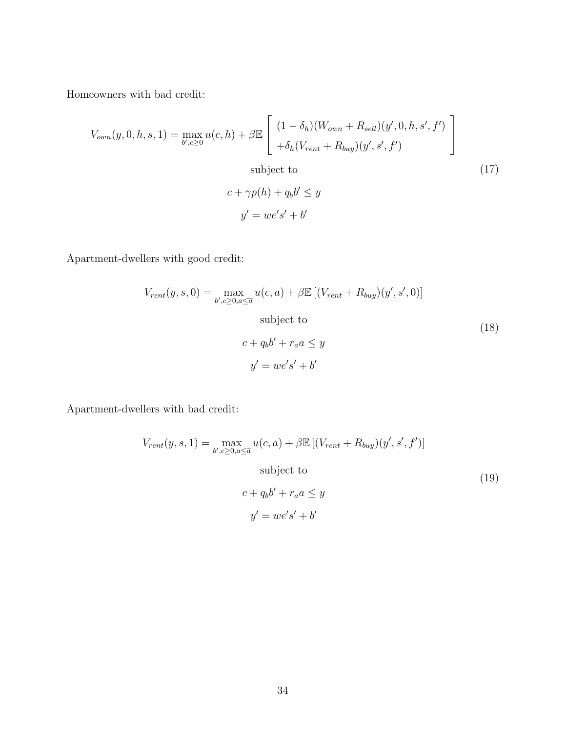Homeowners with bad credit:

$$
\begin{gathered}
V_{own}(y, 0, h, s, 1) = \max_{b', c \geq 0} u(c, h) + \beta \mathbb{E} \left[ \begin{array}{l} (1-\delta_h)(W_{own} + R_{sell})(y', 0, h, s', f') \\ +\delta_h (V_{rent} + R_{buy})(y', s', f') \end{array} \right] \\
\text{subject to} \\
c + \gamma p(h) + q_b b' \leq y \\
y' = w e' s' + b'
\end{gathered}
\tag{17}
$$

Apartment-dwellers with good credit:

$$
\begin{gathered}
V_{rent}(y, s, 0) = \max_{b', c \geq 0, a \leq \overline{a}} u(c, a) + \beta \mathbb{E} \left[ (V_{rent} + R_{buy})(y', s', 0) \right] \\
\text{subject to} \\
c + q_b b' + r_a a \leq y \\
y' = w e' s' + b'
\end{gathered}
\tag{18}
$$

Apartment-dwellers with bad credit:

$$
\begin{gathered}
V_{rent}(y, s, 1) = \max_{b', c \geq 0, a \leq \overline{a}} u(c, a) + \beta \mathbb{E} \left[ (V_{rent} + R_{buy})(y', s', f') \right] \\
\text{subject to} \\
c + q_b b' + r_a a \leq y \\
y' = w e' s' + b'
\end{gathered}
\tag{19}
$$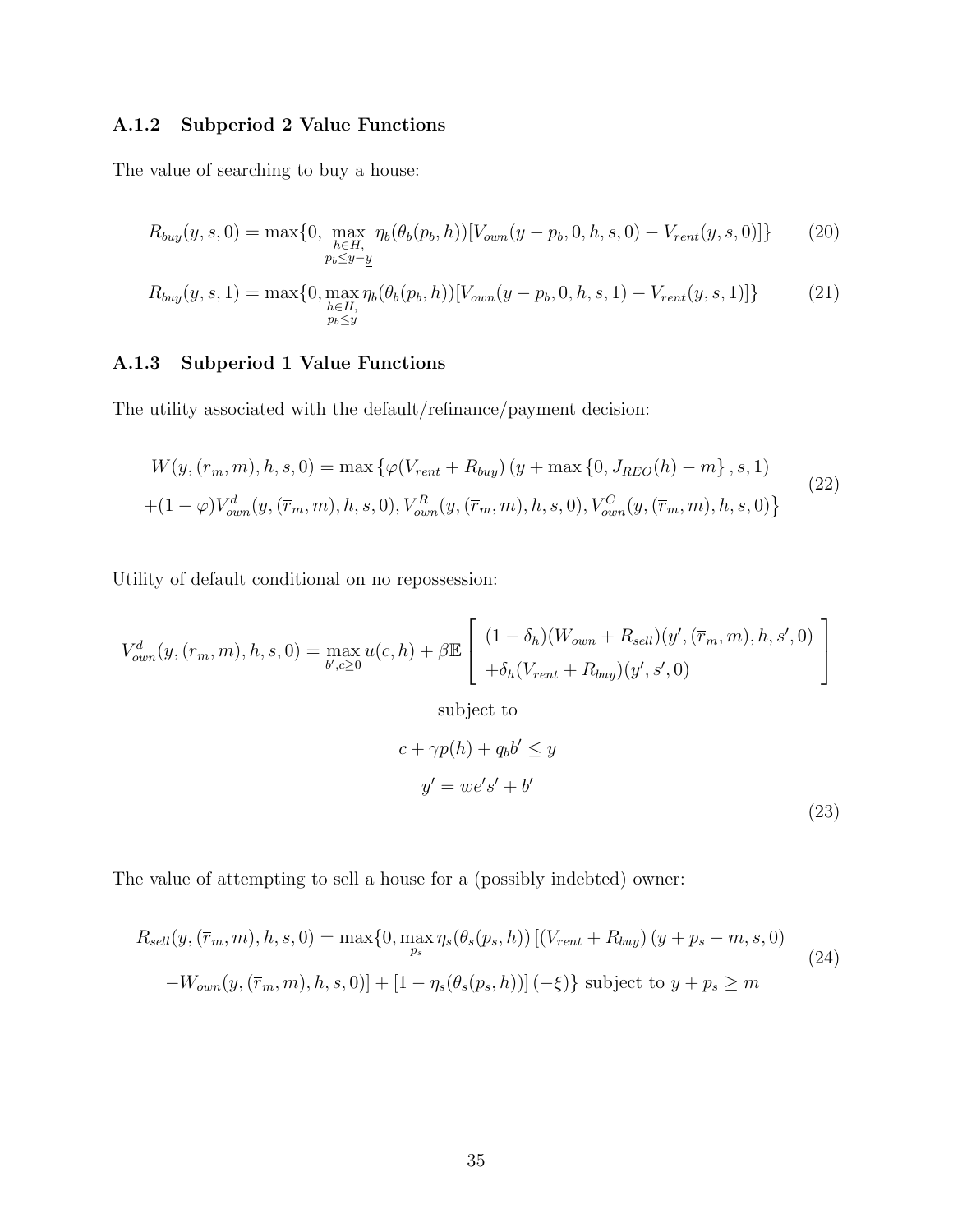### A.1.2 Subperiod 2 Value Functions

The value of searching to buy a house:

$$R_{buy}(y, s, 0) = \max\{0, \max_{\substack{h \in H, \\ p_b \leq y - \underline{y}}} \eta_b(\theta_b(p_b, h))[V_{own}(y - p_b, 0, h, s, 0) - V_{rent}(y, s, 0)]\} \tag{20}$$

$$R_{buy}(y, s, 1) = \max\{0, \max_{\substack{h \in H, \\ p_b \leq y}} \eta_b(\theta_b(p_b, h))[V_{own}(y - p_b, 0, h, s, 1) - V_{rent}(y, s, 1)]\} \tag{21}$$

### A.1.3 Subperiod 1 Value Functions

The utility associated with the default/refinance/payment decision:

$$\begin{aligned} W(y, (\overline{r}_m, m), h, s, 0) = \max\{&\varphi(V_{rent} + R_{buy})(y + \max\{0, J_{REO}(h) - m\}, s, 1) \\ +(1 - \varphi)&V_{own}^d(y, (\overline{r}_m, m), h, s, 0), V_{own}^R(y, (\overline{r}_m, m), h, s, 0), V_{own}^C(y, (\overline{r}_m, m), h, s, 0)\} \end{aligned} \tag{22}$$

Utility of default conditional on no repossession:

$$\begin{gathered} V_{own}^d(y, (\overline{r}_m, m), h, s, 0) = \max_{b', c \geq 0} u(c, h) + \beta \mathbb{E} \left[ \begin{array}{l} (1 - \delta_h)(W_{own} + R_{sell})(y', (\overline{r}_m, m), h, s', 0) \\ +\delta_h(V_{rent} + R_{buy})(y', s', 0) \end{array} \right] \\ \text{subject to} \\ c + \gamma p(h) + q_b b' \leq y \\ y' = we's' + b' \end{gathered} \tag{23}$$

The value of attempting to sell a house for a (possibly indebted) owner:

$$\begin{aligned} R_{sell}(y, (\overline{r}_m, m), h, s, 0) = \max\{0, \max_{p_s} \eta_s(\theta_s(p_s, h))\left[(V_{rent} + R_{buy})(y + p_s - m, s, 0)\right. \\ \left. - W_{own}(y, (\overline{r}_m, m), h, s, 0)\right] + \left[1 - \eta_s(\theta_s(p_s, h))\right](-\xi)\} \text{ subject to } y + p_s \geq m \end{aligned} \tag{24}$$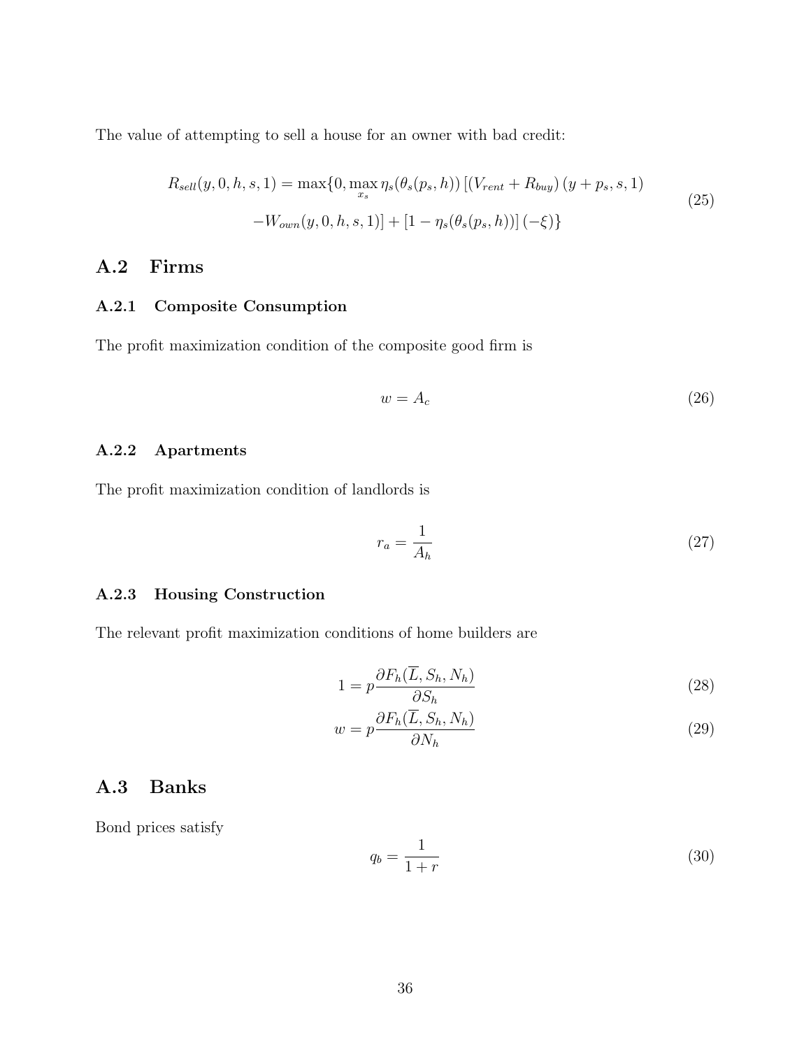The value of attempting to sell a house for an owner with bad credit:

$$
\begin{aligned}
R_{sell}(y, 0, h, s, 1) = \max\{0, \max_{x_s} \eta_s(\theta_s(p_s, h)) \left[ \left(V_{rent} + R_{buy}\right)(y + p_s, s, 1) \right. \\
\left. - W_{own}(y, 0, h, s, 1) \right] + \left[1 - \eta_s(\theta_s(p_s, h))\right](-\xi)\}
\end{aligned}
\tag{25}
$$

## A.2 Firms

### A.2.1 Composite Consumption

The profit maximization condition of the composite good firm is

$$
w = A_c \tag{26}
$$

### A.2.2 Apartments

The profit maximization condition of landlords is

$$
r_a = \frac{1}{A_h} \tag{27}
$$

### A.2.3 Housing Construction

The relevant profit maximization conditions of home builders are

$$
1 = p \frac{\partial F_h(\overline{L}, S_h, N_h)}{\partial S_h} \tag{28}
$$

$$
w = p \frac{\partial F_h(\overline{L}, S_h, N_h)}{\partial N_h} \tag{29}
$$

## A.3 Banks

Bond prices satisfy

$$
q_b = \frac{1}{1 + r} \tag{30}
$$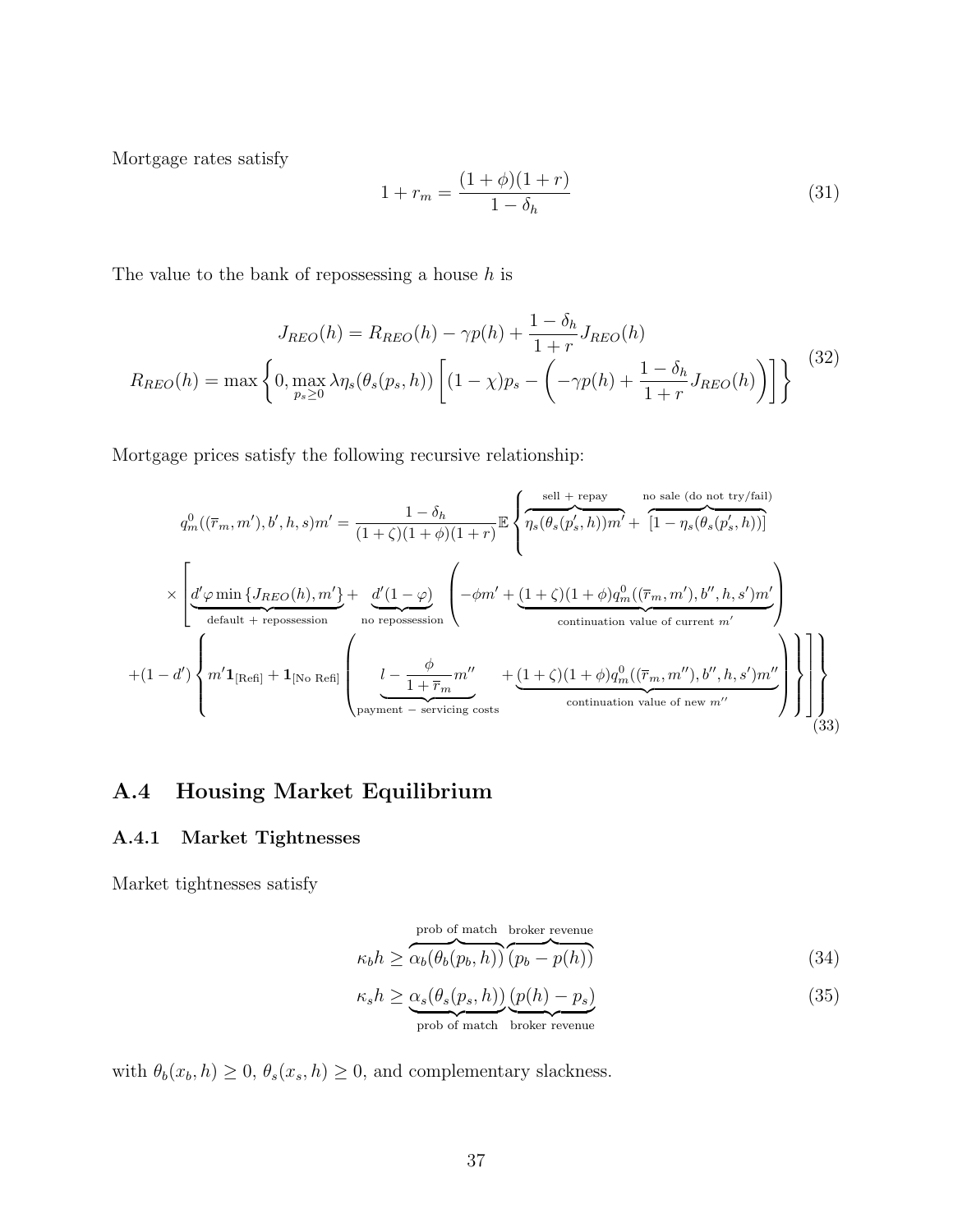Mortgage rates satisfy

$$1 + r_m = \frac{(1+\phi)(1+r)}{1-\delta_h} \tag{31}$$

The value to the bank of repossessing a house $h$ is

$$\begin{aligned} J_{REO}(h) &= R_{REO}(h) - \gamma p(h) + \frac{1-\delta_h}{1+r} J_{REO}(h) \\ R_{REO}(h) &= \max\left\{0, \max_{p_s \geq 0} \lambda \eta_s(\theta_s(p_s, h)) \left[(1-\chi)p_s - \left(-\gamma p(h) + \frac{1-\delta_h}{1+r} J_{REO}(h)\right)\right]\right\} \end{aligned} \tag{32}$$

Mortgage prices satisfy the following recursive relationship:

$$\begin{aligned} q_m^0((\overline{r}_m, m'), b', h, s)m' = \frac{1-\delta_h}{(1+\zeta)(1+\phi)(1+r)} \mathbb{E} \Bigg\{ & \overbrace{\eta_s(\theta_s(p_s', h))m'}^{\text{sell + repay}} + \overbrace{[1 - \eta_s(\theta_s(p_s', h))]}^{\text{no sale (do not try/fail)}} \\ \times \Bigg[ & \underbrace{d'\varphi \min\{J_{REO}(h), m'\}}_{\text{default + repossession}} + \underbrace{d'(1-\varphi)}_{\text{no repossession}} \left(-\phi m' + \underbrace{(1+\zeta)(1+\phi)q_m^0((\overline{r}_m, m'), b'', h, s')m'}_{\text{continuation value of current } m'}\right) \\ + (1-d') \Bigg\{ & m' \mathbf{1}_{[\text{Refi}]} + \mathbf{1}_{[\text{No Refi}]} \Bigg( \underbrace{l - \frac{\phi}{1+\overline{r}_m} m''}_{\text{payment } - \text{ servicing costs}} + \underbrace{(1+\zeta)(1+\phi)q_m^0((\overline{r}_m, m''), b'', h, s')m''}_{\text{continuation value of new } m''} \Bigg) \Bigg\} \Bigg] \Bigg\} \end{aligned} \tag{33}$$

## A.4 Housing Market Equilibrium

### A.4.1 Market Tightnesses

Market tightnesses satisfy

$$\kappa_b h \geq \overbrace{\alpha_b(\theta_b(p_b, h))}^{\text{prob of match}} \overbrace{(p_b - p(h))}^{\text{broker revenue}} \tag{34}$$

$$\kappa_s h \geq \underbrace{\alpha_s(\theta_s(p_s, h))}_{\text{prob of match}} \underbrace{(p(h) - p_s)}_{\text{broker revenue}} \tag{35}$$

with $\theta_b(x_b, h) \geq 0$, $\theta_s(x_s, h) \geq 0$, and complementary slackness.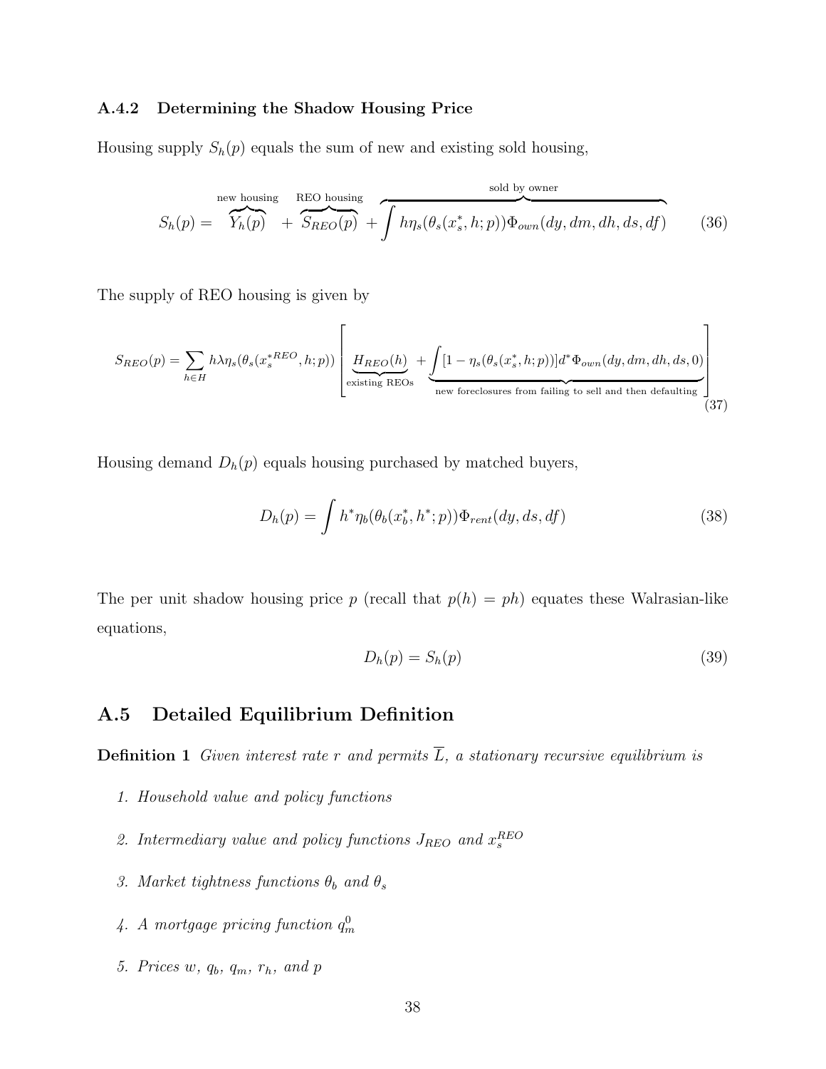### A.4.2 Determining the Shadow Housing Price

Housing supply $S_h(p)$ equals the sum of new and existing sold housing,

$$S_h(p) = \overbrace{Y_h(p)}^{\text{new housing}} + \overbrace{S_{REO}(p)}^{\text{REO housing}} + \overbrace{\int h\eta_s(\theta_s(x_s^*, h; p))\Phi_{own}(dy, dm, dh, ds, df)}^{\text{sold by owner}} \tag{36}$$

The supply of REO housing is given by

$$S_{REO}(p) = \sum_{h \in H} h\lambda\eta_s(\theta_s(x_s^{*REO}, h; p)) \left[ \underbrace{H_{REO}(h)}_{\text{existing REOs}} + \underbrace{\int [1 - \eta_s(\theta_s(x_s^*, h; p))] d^* \Phi_{own}(dy, dm, dh, ds, 0)}_{\text{new foreclosures from failing to sell and then defaulting}} \right] \tag{37}$$

Housing demand $D_h(p)$ equals housing purchased by matched buyers,

$$D_h(p) = \int h^* \eta_b(\theta_b(x_b^*, h^*; p))\Phi_{rent}(dy, ds, df) \tag{38}$$

The per unit shadow housing price $p$ (recall that $p(h) = ph$) equates these Walrasian-like equations,

$$D_h(p) = S_h(p) \tag{39}$$

## A.5 Detailed Equilibrium Definition

**Definition 1** *Given interest rate $r$ and permits $\overline{L}$, a stationary recursive equilibrium is*

1. *Household value and policy functions*
2. *Intermediary value and policy functions $J_{REO}$ and $x_s^{REO}$*
3. *Market tightness functions $\theta_b$ and $\theta_s$*
4. *A mortgage pricing function $q_m^0$*
5. *Prices $w$, $q_b$, $q_m$, $r_h$, and $p$*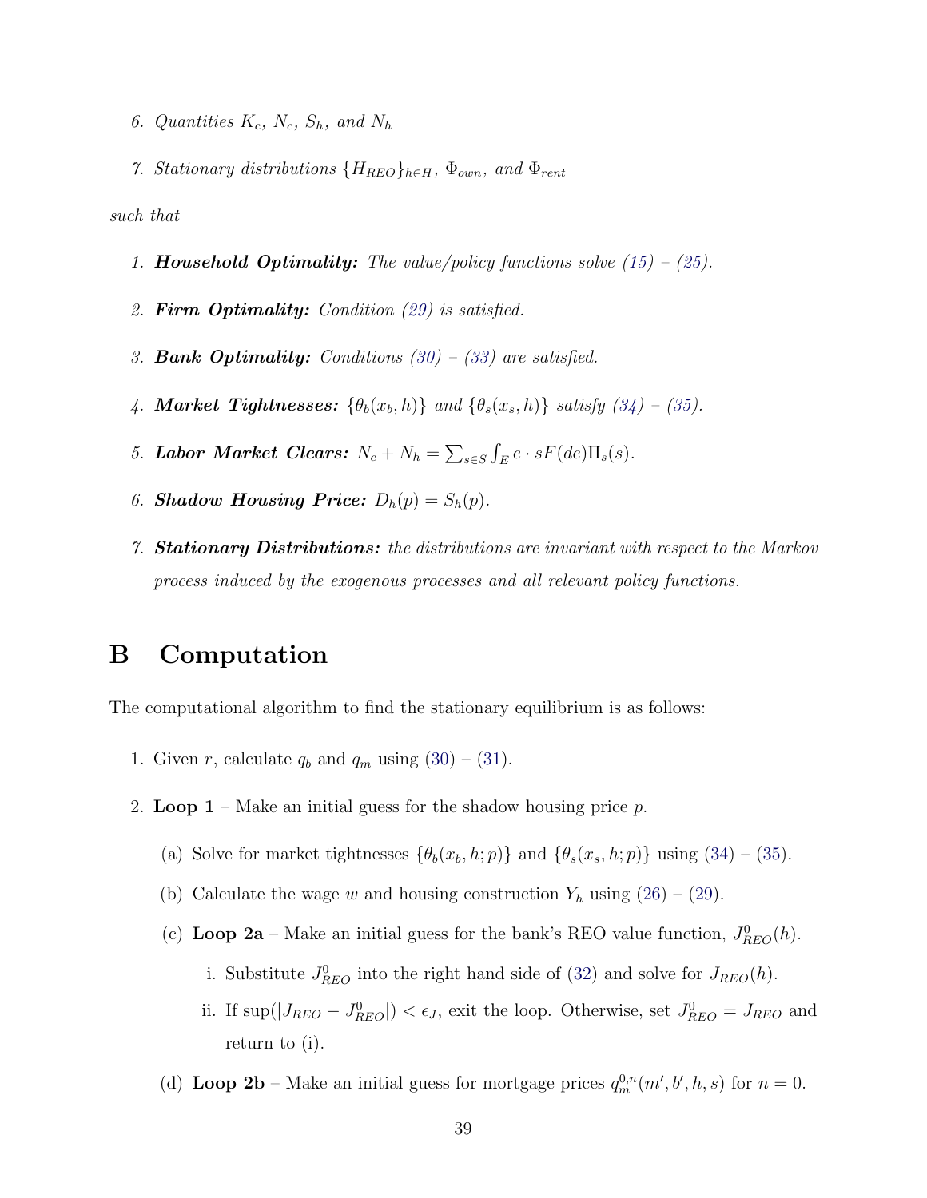6. *Quantities $K_c$, $N_c$, $S_h$, and $N_h$*

7. *Stationary distributions $\{H_{REO}\}_{h \in H}$, $\Phi_{own}$, and $\Phi_{rent}$*

*such that*

1. ***Household Optimality:*** *The value/policy functions solve (15) – (25).*

2. ***Firm Optimality:*** *Condition (29) is satisfied.*

3. ***Bank Optimality:*** *Conditions (30) – (33) are satisfied.*

4. ***Market Tightnesses:*** *$\{\theta_b(x_b, h)\}$ and $\{\theta_s(x_s, h)\}$ satisfy (34) – (35).*

5. ***Labor Market Clears:*** *$N_c + N_h = \sum_{s \in S} \int_E e \cdot sF(de)\Pi_s(s)$.*

6. ***Shadow Housing Price:*** *$D_h(p) = S_h(p)$.*

7. ***Stationary Distributions:*** *the distributions are invariant with respect to the Markov process induced by the exogenous processes and all relevant policy functions.*

# B Computation

The computational algorithm to find the stationary equilibrium is as follows:

1. Given $r$, calculate $q_b$ and $q_m$ using (30) – (31).

2. **Loop 1** – Make an initial guess for the shadow housing price $p$.

   (a) Solve for market tightnesses $\{\theta_b(x_b, h; p)\}$ and $\{\theta_s(x_s, h; p)\}$ using (34) – (35).

   (b) Calculate the wage $w$ and housing construction $Y_h$ using (26) – (29).

   (c) **Loop 2a** – Make an initial guess for the bank's REO value function, $J^0_{REO}(h)$.

      i. Substitute $J^0_{REO}$ into the right hand side of (32) and solve for $J_{REO}(h)$.

      ii. If $\sup(|J_{REO} - J^0_{REO}|) < \epsilon_J$, exit the loop. Otherwise, set $J^0_{REO} = J_{REO}$ and return to (i).

   (d) **Loop 2b** – Make an initial guess for mortgage prices $q^{0,n}_m(m', b', h, s)$ for $n = 0$.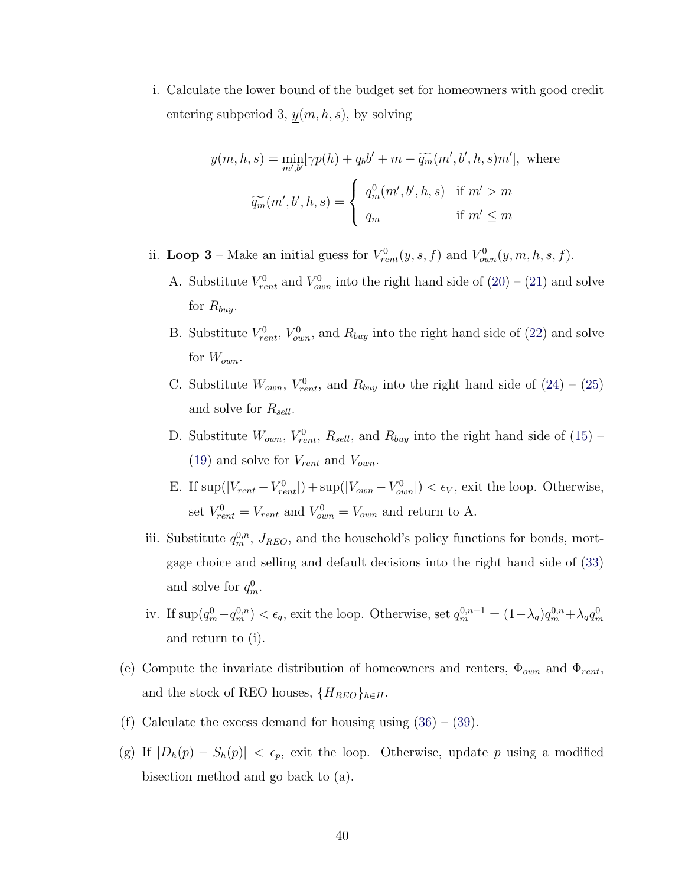i. Calculate the lower bound of the budget set for homeowners with good credit entering subperiod 3, $\underline{y}(m, h, s)$, by solving

$$\underline{y}(m, h, s) = \min_{m', b'} [\gamma p(h) + q_b b' + m - \widetilde{q_m}(m', b', h, s) m'], \text{ where}$$

$$\widetilde{q_m}(m', b', h, s) = \begin{cases} q_m^0(m', b', h, s) & \text{if } m' > m \\ q_m & \text{if } m' \leq m \end{cases}$$

ii. **Loop 3** – Make an initial guess for $V_{rent}^0(y, s, f)$ and $V_{own}^0(y, m, h, s, f)$.

   A. Substitute $V_{rent}^0$ and $V_{own}^0$ into the right hand side of (20) – (21) and solve for $R_{buy}$.

   B. Substitute $V_{rent}^0$, $V_{own}^0$, and $R_{buy}$ into the right hand side of (22) and solve for $W_{own}$.

   C. Substitute $W_{own}$, $V_{rent}^0$, and $R_{buy}$ into the right hand side of (24) – (25) and solve for $R_{sell}$.

   D. Substitute $W_{own}$, $V_{rent}^0$, $R_{sell}$, and $R_{buy}$ into the right hand side of (15) – (19) and solve for $V_{rent}$ and $V_{own}$.

   E. If $\sup(|V_{rent} - V_{rent}^0|) + \sup(|V_{own} - V_{own}^0|) < \epsilon_V$, exit the loop. Otherwise, set $V_{rent}^0 = V_{rent}$ and $V_{own}^0 = V_{own}$ and return to A.

iii. Substitute $q_m^{0,n}$, $J_{REO}$, and the household's policy functions for bonds, mortgage choice and selling and default decisions into the right hand side of (33) and solve for $q_m^0$.

iv. If $\sup(q_m^0 - q_m^{0,n}) < \epsilon_q$, exit the loop. Otherwise, set $q_m^{0,n+1} = (1-\lambda_q) q_m^{0,n} + \lambda_q q_m^0$ and return to (i).

(e) Compute the invariate distribution of homeowners and renters, $\Phi_{own}$ and $\Phi_{rent}$, and the stock of REO houses, $\{H_{REO}\}_{h \in H}$.

(f) Calculate the excess demand for housing using (36) – (39).

(g) If $|D_h(p) - S_h(p)| < \epsilon_p$, exit the loop. Otherwise, update $p$ using a modified bisection method and go back to (a).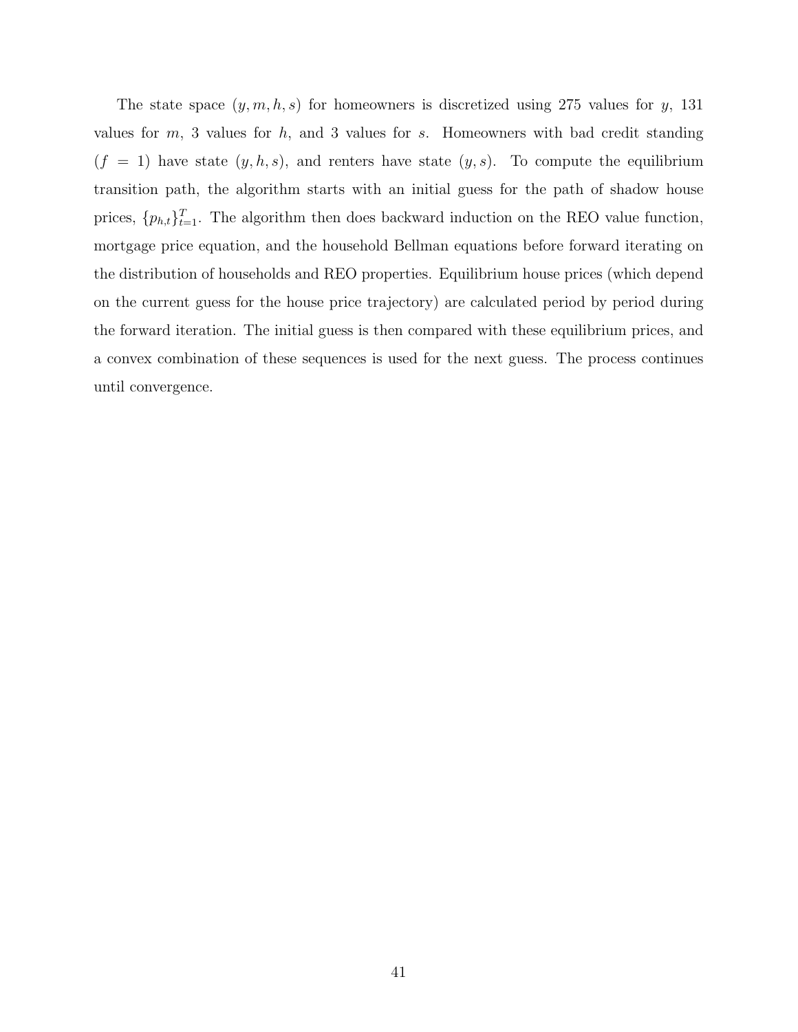The state space $(y, m, h, s)$ for homeowners is discretized using 275 values for $y$, 131 values for $m$, 3 values for $h$, and 3 values for $s$. Homeowners with bad credit standing ($f = 1$) have state $(y, h, s)$, and renters have state $(y, s)$. To compute the equilibrium transition path, the algorithm starts with an initial guess for the path of shadow house prices, $\{p_{h,t}\}_{t=1}^{T}$. The algorithm then does backward induction on the REO value function, mortgage price equation, and the household Bellman equations before forward iterating on the distribution of households and REO properties. Equilibrium house prices (which depend on the current guess for the house price trajectory) are calculated period by period during the forward iteration. The initial guess is then compared with these equilibrium prices, and a convex combination of these sequences is used for the next guess. The process continues until convergence.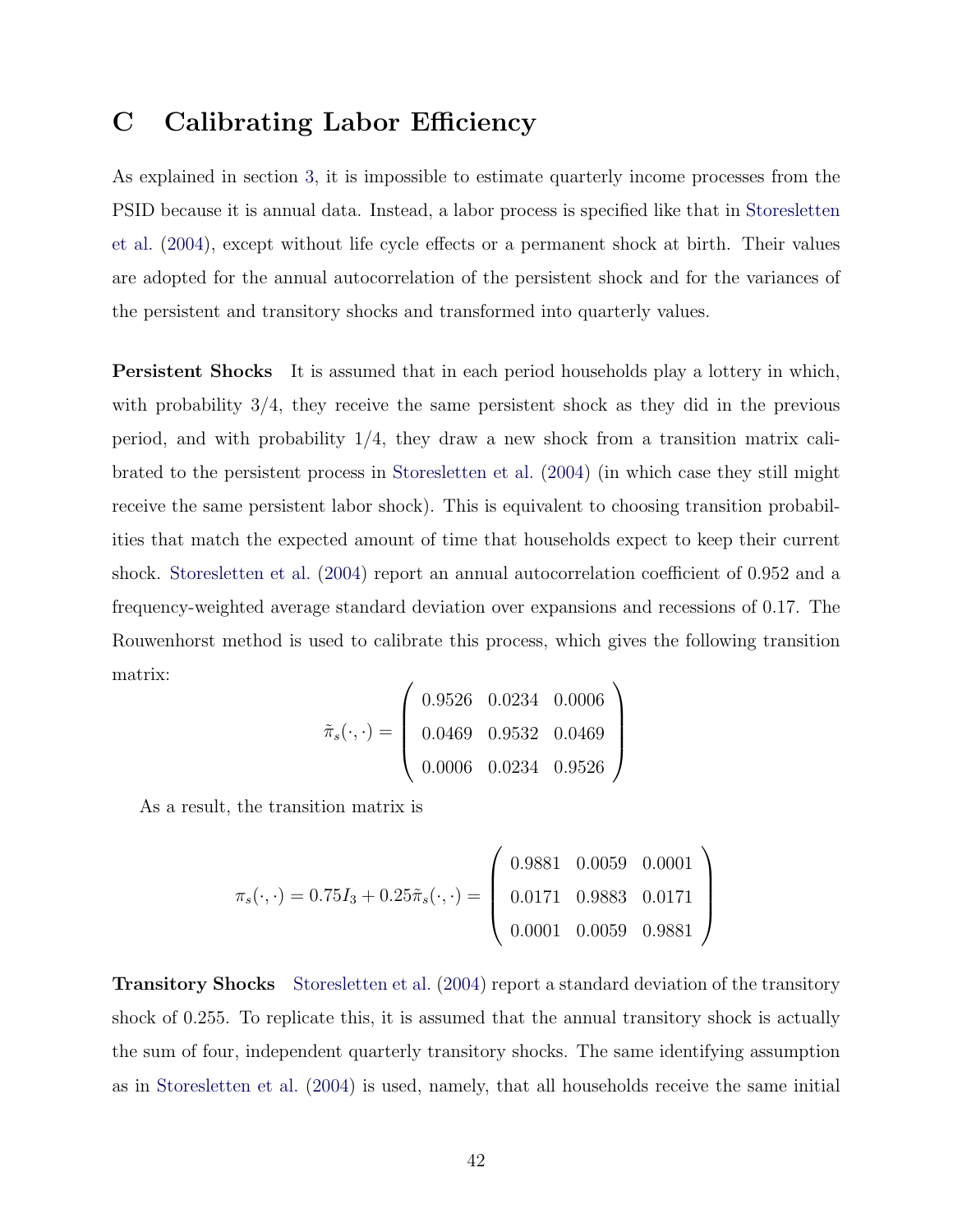# C Calibrating Labor Efficiency

As explained in section 3, it is impossible to estimate quarterly income processes from the PSID because it is annual data. Instead, a labor process is specified like that in Storesletten et al. (2004), except without life cycle effects or a permanent shock at birth. Their values are adopted for the annual autocorrelation of the persistent shock and for the variances of the persistent and transitory shocks and transformed into quarterly values.

**Persistent Shocks** It is assumed that in each period households play a lottery in which, with probability 3/4, they receive the same persistent shock as they did in the previous period, and with probability 1/4, they draw a new shock from a transition matrix calibrated to the persistent process in Storesletten et al. (2004) (in which case they still might receive the same persistent labor shock). This is equivalent to choosing transition probabilities that match the expected amount of time that households expect to keep their current shock. Storesletten et al. (2004) report an annual autocorrelation coefficient of 0.952 and a frequency-weighted average standard deviation over expansions and recessions of 0.17. The Rouwenhorst method is used to calibrate this process, which gives the following transition matrix:

$$\tilde{\pi}_s(\cdot,\cdot) = \begin{pmatrix} 0.9526 & 0.0234 & 0.0006 \\ 0.0469 & 0.9532 & 0.0469 \\ 0.0006 & 0.0234 & 0.9526 \end{pmatrix}$$

As a result, the transition matrix is

$$\pi_s(\cdot,\cdot) = 0.75 I_3 + 0.25\tilde{\pi}_s(\cdot,\cdot) = \begin{pmatrix} 0.9881 & 0.0059 & 0.0001 \\ 0.0171 & 0.9883 & 0.0171 \\ 0.0001 & 0.0059 & 0.9881 \end{pmatrix}$$

**Transitory Shocks** Storesletten et al. (2004) report a standard deviation of the transitory shock of 0.255. To replicate this, it is assumed that the annual transitory shock is actually the sum of four, independent quarterly transitory shocks. The same identifying assumption as in Storesletten et al. (2004) is used, namely, that all households receive the same initial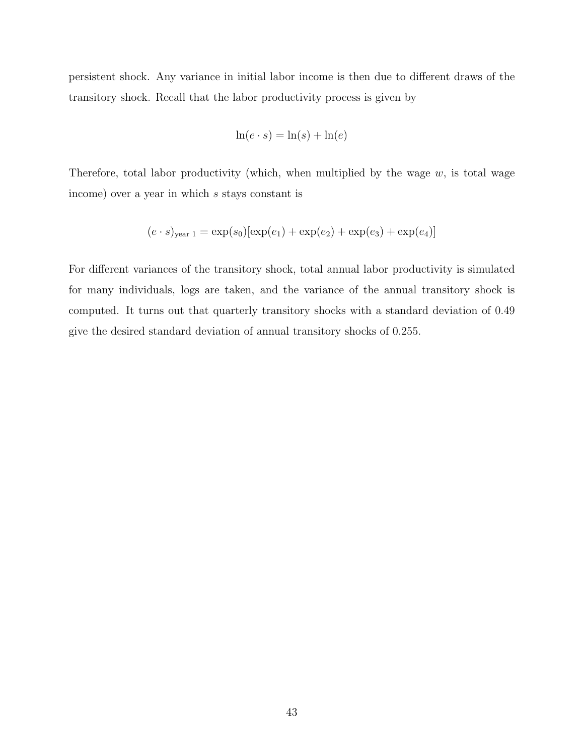persistent shock. Any variance in initial labor income is then due to different draws of the transitory shock. Recall that the labor productivity process is given by

$$\ln(e \cdot s) = \ln(s) + \ln(e)$$

Therefore, total labor productivity (which, when multiplied by the wage $w$, is total wage income) over a year in which $s$ stays constant is

$$(e \cdot s)_{\text{year 1}} = \exp(s_0)[\exp(e_1) + \exp(e_2) + \exp(e_3) + \exp(e_4)]$$

For different variances of the transitory shock, total annual labor productivity is simulated for many individuals, logs are taken, and the variance of the annual transitory shock is computed. It turns out that quarterly transitory shocks with a standard deviation of 0.49 give the desired standard deviation of annual transitory shocks of 0.255.